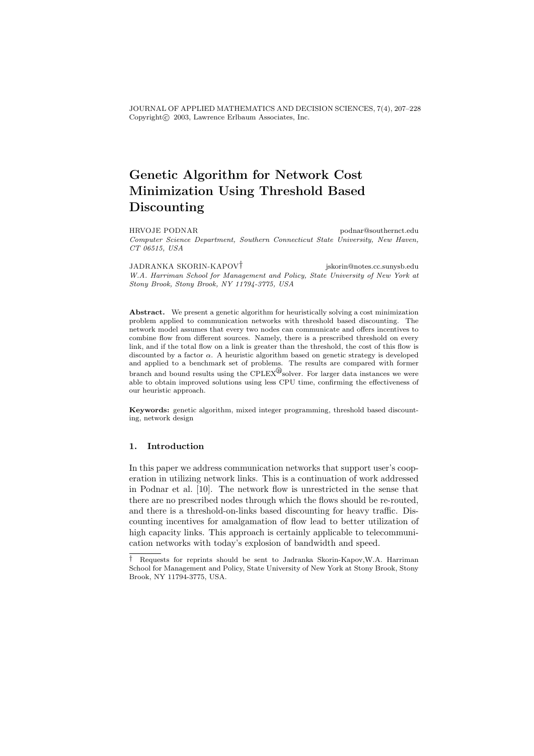# Genetic Algorithm for Network Cost Minimization Using Threshold Based Discounting

HRVOJE PODNAR podnar@southernct.edu

*Computer Science Department, Southern Connecticut State University, New Haven, CT 06515, USA*

JADRANKA SKORIN-KAPOV† jskorin@notes.cc.sunysb.edu

*W.A. Harriman School for Management and Policy, State University of New York at Stony Brook, Stony Brook, NY 11794-3775, USA*

**Abstract.** We present a genetic algorithm for heuristically solving a cost minimization problem applied to communication networks with threshold based discounting. The network model assumes that every two nodes can communicate and offers incentives to combine flow from different sources. Namely, there is a prescribed threshold on every link, and if the total flow on a link is greater than the threshold, the cost of this flow is discounted by a factor $\alpha$. A heuristic algorithm based on genetic strategy is developed and applied to a benchmark set of problems. The results are compared with former branch and bound results using the CPLEX® solver. For larger data instances we were able to obtain improved solutions using less CPU time, confirming the effectiveness of our heuristic approach.

**Keywords:** genetic algorithm, mixed integer programming, threshold based discounting, network design

## 1. Introduction

In this paper we address communication networks that support user's cooperation in utilizing network links. This is a continuation of work addressed in Podnar et al. [10]. The network flow is unrestricted in the sense that there are no prescribed nodes through which the flows should be re-routed, and there is a threshold-on-links based discounting for heavy traffic. Discounting incentives for amalgamation of flow lead to better utilization of high capacity links. This approach is certainly applicable to telecommunication networks with today's explosion of bandwidth and speed.

† Requests for reprints should be sent to Jadranka Skorin-Kapov, W.A. Harriman School for Management and Policy, State University of New York at Stony Brook, Stony Brook, NY 11794-3775, USA.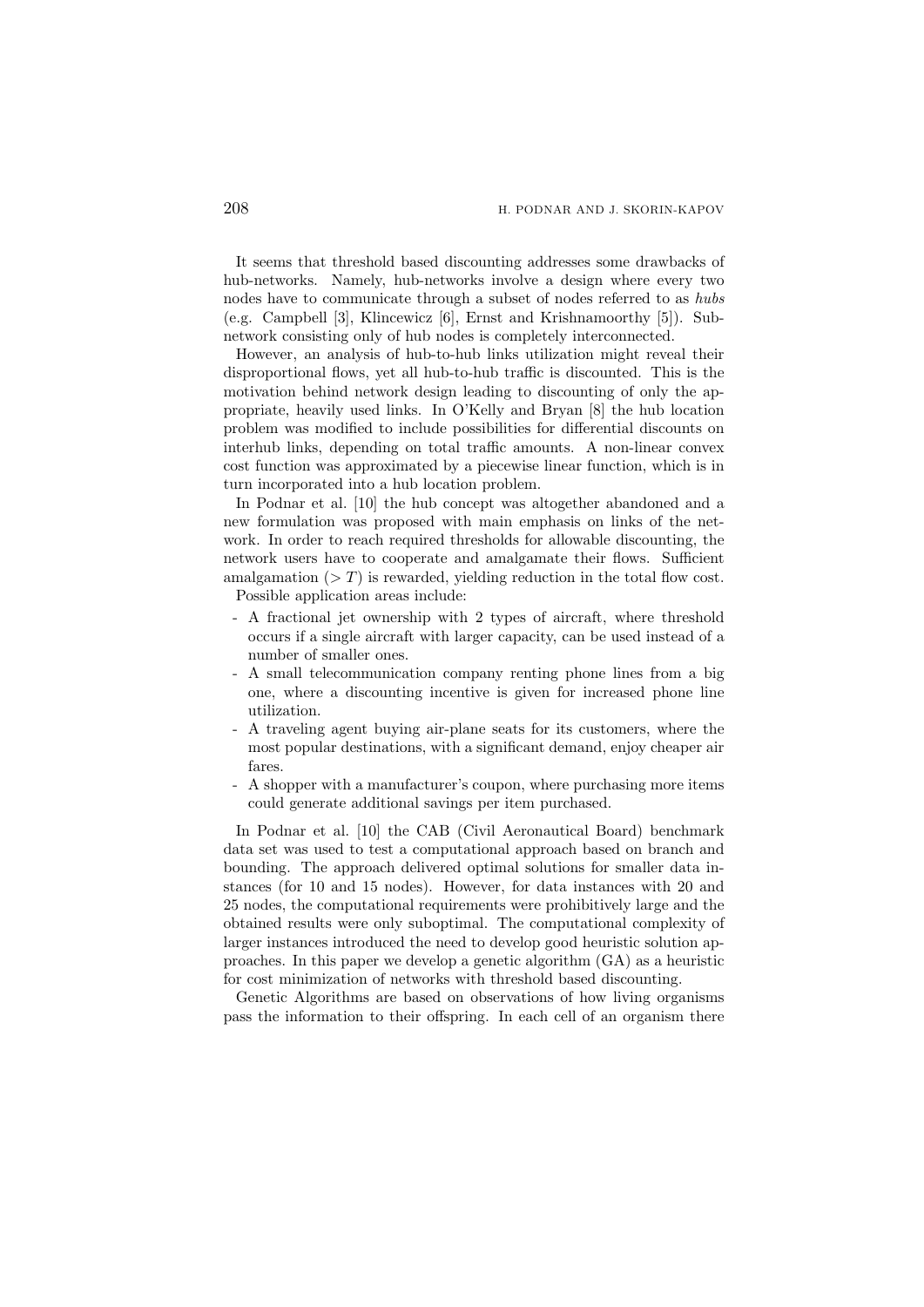It seems that threshold based discounting addresses some drawbacks of hub-networks. Namely, hub-networks involve a design where every two nodes have to communicate through a subset of nodes referred to as *hubs* (e.g. Campbell [3], Klincewicz [6], Ernst and Krishnamoorthy [5]). Subnetwork consisting only of hub nodes is completely interconnected.

However, an analysis of hub-to-hub links utilization might reveal their disproportional flows, yet all hub-to-hub traffic is discounted. This is the motivation behind network design leading to discounting of only the appropriate, heavily used links. In O'Kelly and Bryan [8] the hub location problem was modified to include possibilities for differential discounts on interhub links, depending on total traffic amounts. A non-linear convex cost function was approximated by a piecewise linear function, which is in turn incorporated into a hub location problem.

In Podnar et al. [10] the hub concept was altogether abandoned and a new formulation was proposed with main emphasis on links of the network. In order to reach required thresholds for allowable discounting, the network users have to cooperate and amalgamate their flows. Sufficient amalgamation ($> T$) is rewarded, yielding reduction in the total flow cost.

Possible application areas include:

- A fractional jet ownership with 2 types of aircraft, where threshold occurs if a single aircraft with larger capacity, can be used instead of a number of smaller ones.
- A small telecommunication company renting phone lines from a big one, where a discounting incentive is given for increased phone line utilization.
- A traveling agent buying air-plane seats for its customers, where the most popular destinations, with a significant demand, enjoy cheaper air fares.
- A shopper with a manufacturer's coupon, where purchasing more items could generate additional savings per item purchased.

In Podnar et al. [10] the CAB (Civil Aeronautical Board) benchmark data set was used to test a computational approach based on branch and bounding. The approach delivered optimal solutions for smaller data instances (for 10 and 15 nodes). However, for data instances with 20 and 25 nodes, the computational requirements were prohibitively large and the obtained results were only suboptimal. The computational complexity of larger instances introduced the need to develop good heuristic solution approaches. In this paper we develop a genetic algorithm (GA) as a heuristic for cost minimization of networks with threshold based discounting.

Genetic Algorithms are based on observations of how living organisms pass the information to their offspring. In each cell of an organism there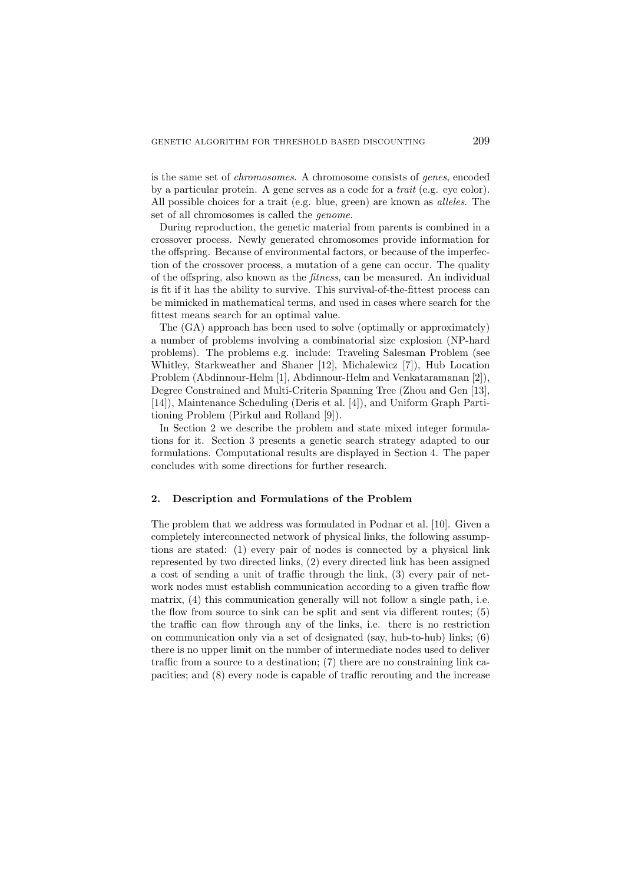is the same set of *chromosomes*. A chromosome consists of *genes*, encoded by a particular protein. A gene serves as a code for a *trait* (e.g. eye color). All possible choices for a trait (e.g. blue, green) are known as *alleles*. The set of all chromosomes is called the *genome*.

During reproduction, the genetic material from parents is combined in a crossover process. Newly generated chromosomes provide information for the offspring. Because of environmental factors, or because of the imperfection of the crossover process, a mutation of a gene can occur. The quality of the offspring, also known as the *fitness*, can be measured. An individual is fit if it has the ability to survive. This survival-of-the-fittest process can be mimicked in mathematical terms, and used in cases where search for the fittest means search for an optimal value.

The (GA) approach has been used to solve (optimally or approximately) a number of problems involving a combinatorial size explosion (NP-hard problems). The problems e.g. include: Traveling Salesman Problem (see Whitley, Starkweather and Shaner [12], Michalewicz [7]), Hub Location Problem (Abdinnour-Helm [1], Abdinnour-Helm and Venkataramanan [2]), Degree Constrained and Multi-Criteria Spanning Tree (Zhou and Gen [13], [14]), Maintenance Scheduling (Deris et al. [4]), and Uniform Graph Partitioning Problem (Pirkul and Rolland [9]).

In Section 2 we describe the problem and state mixed integer formulations for it. Section 3 presents a genetic search strategy adapted to our formulations. Computational results are displayed in Section 4. The paper concludes with some directions for further research.

## 2. Description and Formulations of the Problem

The problem that we address was formulated in Podnar et al. [10]. Given a completely interconnected network of physical links, the following assumptions are stated: (1) every pair of nodes is connected by a physical link represented by two directed links, (2) every directed link has been assigned a cost of sending a unit of traffic through the link, (3) every pair of network nodes must establish communication according to a given traffic flow matrix, (4) this communication generally will not follow a single path, i.e. the flow from source to sink can be split and sent via different routes; (5) the traffic can flow through any of the links, i.e. there is no restriction on communication only via a set of designated (say, hub-to-hub) links; (6) there is no upper limit on the number of intermediate nodes used to deliver traffic from a source to a destination; (7) there are no constraining link capacities; and (8) every node is capable of traffic rerouting and the increase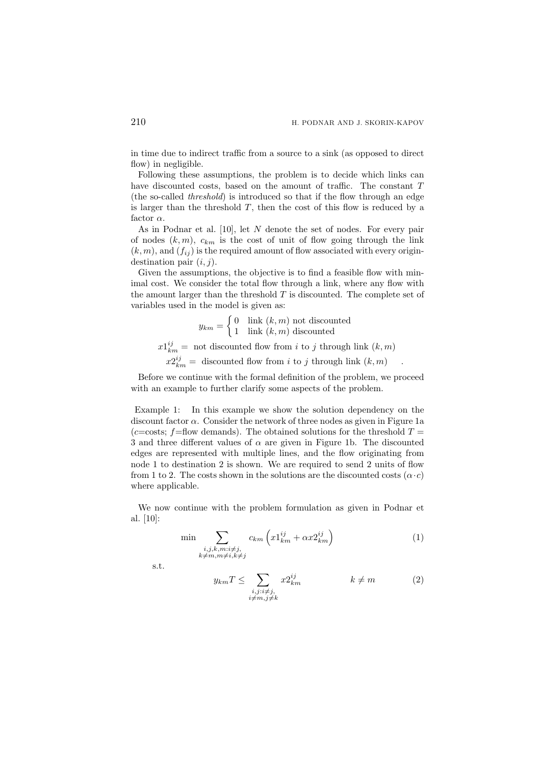in time due to indirect traffic from a source to a sink (as opposed to direct flow) in negligible.

Following these assumptions, the problem is to decide which links can have discounted costs, based on the amount of traffic. The constant $T$ (the so-called *threshold*) is introduced so that if the flow through an edge is larger than the threshold $T$, then the cost of this flow is reduced by a factor $\alpha$.

As in Podnar et al. [10], let $N$ denote the set of nodes. For every pair of nodes $(k, m)$, $c_{km}$ is the cost of unit of flow going through the link $(k, m)$, and $(f_{ij})$ is the required amount of flow associated with every origin-destination pair $(i, j)$.

Given the assumptions, the objective is to find a feasible flow with minimal cost. We consider the total flow through a link, where any flow with the amount larger than the threshold $T$ is discounted. The complete set of variables used in the model is given as:

$$y_{km} = \begin{cases} 0 & \text{link } (k,m) \text{ not discounted} \\ 1 & \text{link } (k,m) \text{ discounted} \end{cases}$$

$$x1^{ij}_{km} = \text{ not discounted flow from } i \text{ to } j \text{ through link } (k,m)$$

$$x2^{ij}_{km} = \text{ discounted flow from } i \text{ to } j \text{ through link } (k,m) \quad .$$

Before we continue with the formal definition of the problem, we proceed with an example to further clarify some aspects of the problem.

Example 1: In this example we show the solution dependency on the discount factor $\alpha$. Consider the network of three nodes as given in Figure 1a ($c$=costs; $f$=flow demands). The obtained solutions for the threshold $T = 3$ and three different values of $\alpha$ are given in Figure 1b. The discounted edges are represented with multiple lines, and the flow originating from node 1 to destination 2 is shown. We are required to send 2 units of flow from 1 to 2. The costs shown in the solutions are the discounted costs $(\alpha \cdot c)$ where applicable.

We now continue with the problem formulation as given in Podnar et al. [10]:

$$\min \sum_{\substack{i,j,k,m: i \neq j, \\ k \neq m, m \neq i, k \neq j}} c_{km} \left( x1^{ij}_{km} + \alpha x2^{ij}_{km} \right) \tag{1}$$

s.t.

$$y_{km} T \leq \sum_{\substack{i,j: i \neq j, \\ i \neq m, j \neq k}} x2^{ij}_{km} \qquad k \neq m \tag{2}$$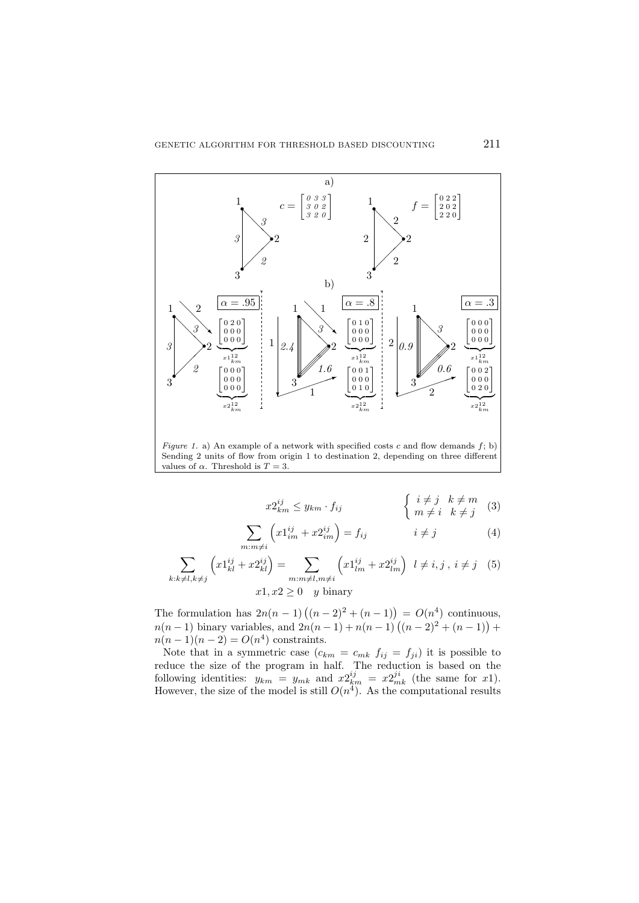Figure 1. a) An example of a network with specified costs $c$ and flow demands $f$; b) Sending 2 units of flow from origin 1 to destination 2, depending on three different values of $\alpha$. Threshold is $T = 3$.

$$x2^{ij}_{km} \leq y_{km} \cdot f_{ij} \qquad \begin{cases} i \neq j & k \neq m \\ m \neq i & k \neq j \end{cases} \quad (3)$$

$$\sum_{m:m \neq i} \left( x1^{ij}_{im} + x2^{ij}_{im} \right) = f_{ij} \qquad i \neq j \quad (4)$$

$$\sum_{k:k \neq l, k \neq j} \left( x1^{ij}_{kl} + x2^{ij}_{kl} \right) = \sum_{m:m \neq l, m \neq i} \left( x1^{ij}_{lm} + x2^{ij}_{lm} \right) \quad l \neq i, j \, , \, i \neq j \quad (5)$$

$$x1, x2 \geq 0 \quad y \text{ binary}$$

The formulation has $2n(n-1)\left((n-2)^2 + (n-1)\right) = O(n^4)$ continuous, $n(n-1)$ binary variables, and $2n(n-1) + n(n-1)\left((n-2)^2 + (n-1)\right) + n(n-1)(n-2) = O(n^4)$ constraints.

Note that in a symmetric case ($c_{km} = c_{mk}$ $f_{ij} = f_{ji}$) it is possible to reduce the size of the program in half. The reduction is based on the following identities: $y_{km} = y_{mk}$ and $x2^{ij}_{km} = x2^{ji}_{mk}$ (the same for $x1$). However, the size of the model is still $O(n^4)$. As the computational results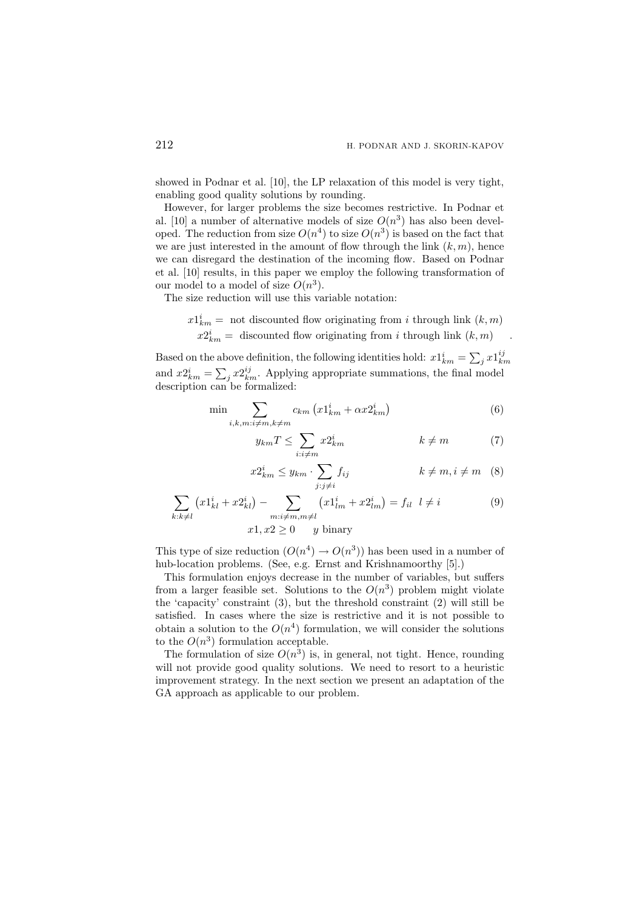showed in Podnar et al. [10], the LP relaxation of this model is very tight, enabling good quality solutions by rounding.

However, for larger problems the size becomes restrictive. In Podnar et al. [10] a number of alternative models of size $O(n^3)$ has also been developed. The reduction from size $O(n^4)$ to size $O(n^3)$ is based on the fact that we are just interested in the amount of flow through the link $(k, m)$, hence we can disregard the destination of the incoming flow. Based on Podnar et al. [10] results, in this paper we employ the following transformation of our model to a model of size $O(n^3)$.

The size reduction will use this variable notation:

$$
\begin{aligned}
x1^i_{km} &= \text{ not discounted flow originating from } i \text{ through link } (k,m) \\
x2^i_{km} &= \text{ discounted flow originating from } i \text{ through link } (k,m)
\end{aligned}
$$

Based on the above definition, the following identities hold: $x1^i_{km} = \sum_j x1^{ij}_{km}$ and $x2^i_{km} = \sum_j x2^{ij}_{km}$. Applying appropriate summations, the final model description can be formalized:

$$
\min \sum_{i,k,m:i\neq m,k\neq m} c_{km}\left(x1^i_{km} + \alpha x2^i_{km}\right) \tag{6}
$$

$$
y_{km}T \leq \sum_{i:i\neq m} x2^i_{km} \qquad k \neq m \tag{7}
$$

$$
x2^i_{km} \leq y_{km} \cdot \sum_{j:j\neq i} f_{ij} \qquad k \neq m, i \neq m \tag{8}
$$

$$
\sum_{k:k\neq l}\left(x1^i_{kl} + x2^i_{kl}\right) - \sum_{m:i\neq m,m\neq l}\left(x1^i_{lm} + x2^i_{lm}\right) = f_{il} \quad l \neq i \tag{9}
$$

$$
x1, x2 \geq 0 \qquad y \text{ binary}
$$

This type of size reduction ($O(n^4) \rightarrow O(n^3)$) has been used in a number of hub-location problems. (See, e.g. Ernst and Krishnamoorthy [5].)

This formulation enjoys decrease in the number of variables, but suffers from a larger feasible set. Solutions to the $O(n^3)$ problem might violate the 'capacity' constraint (3), but the threshold constraint (2) will still be satisfied. In cases where the size is restrictive and it is not possible to obtain a solution to the $O(n^4)$ formulation, we will consider the solutions to the $O(n^3)$ formulation acceptable.

The formulation of size $O(n^3)$ is, in general, not tight. Hence, rounding will not provide good quality solutions. We need to resort to a heuristic improvement strategy. In the next section we present an adaptation of the GA approach as applicable to our problem.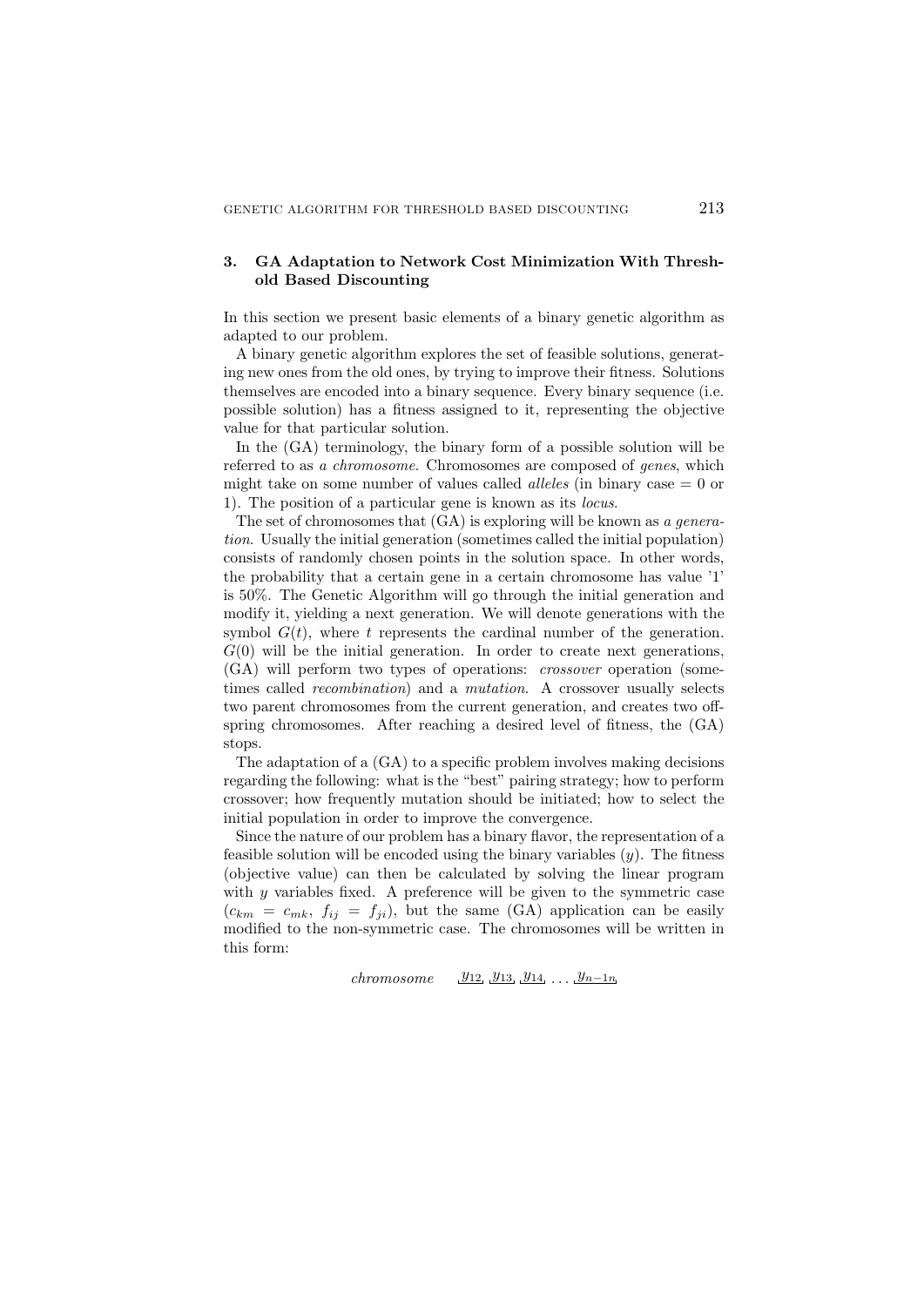## 3. GA Adaptation to Network Cost Minimization With Threshold Based Discounting

In this section we present basic elements of a binary genetic algorithm as adapted to our problem.

A binary genetic algorithm explores the set of feasible solutions, generating new ones from the old ones, by trying to improve their fitness. Solutions themselves are encoded into a binary sequence. Every binary sequence (i.e. possible solution) has a fitness assigned to it, representing the objective value for that particular solution.

In the (GA) terminology, the binary form of a possible solution will be referred to as *a chromosome*. Chromosomes are composed of *genes*, which might take on some number of values called *alleles* (in binary case = 0 or 1). The position of a particular gene is known as its *locus*.

The set of chromosomes that (GA) is exploring will be known as *a generation*. Usually the initial generation (sometimes called the initial population) consists of randomly chosen points in the solution space. In other words, the probability that a certain gene in a certain chromosome has value '1' is 50%. The Genetic Algorithm will go through the initial generation and modify it, yielding a next generation. We will denote generations with the symbol $G(t)$, where $t$ represents the cardinal number of the generation. $G(0)$ will be the initial generation. In order to create next generations, (GA) will perform two types of operations: *crossover* operation (sometimes called *recombination*) and a *mutation*. A crossover usually selects two parent chromosomes from the current generation, and creates two offspring chromosomes. After reaching a desired level of fitness, the (GA) stops.

The adaptation of a (GA) to a specific problem involves making decisions regarding the following: what is the "best" pairing strategy; how to perform crossover; how frequently mutation should be initiated; how to select the initial population in order to improve the convergence.

Since the nature of our problem has a binary flavor, the representation of a feasible solution will be encoded using the binary variables ($y$). The fitness (objective value) can then be calculated by solving the linear program with $y$ variables fixed. A preference will be given to the symmetric case ($c_{km} = c_{mk}$, $f_{ij} = f_{ji}$), but the same (GA) application can be easily modified to the non-symmetric case. The chromosomes will be written in this form:

$$\textit{chromosome} \quad \underline{y_{12}}\, \underline{y_{13}}\, \underline{y_{14}} \ldots \underline{y_{n-1n}}$$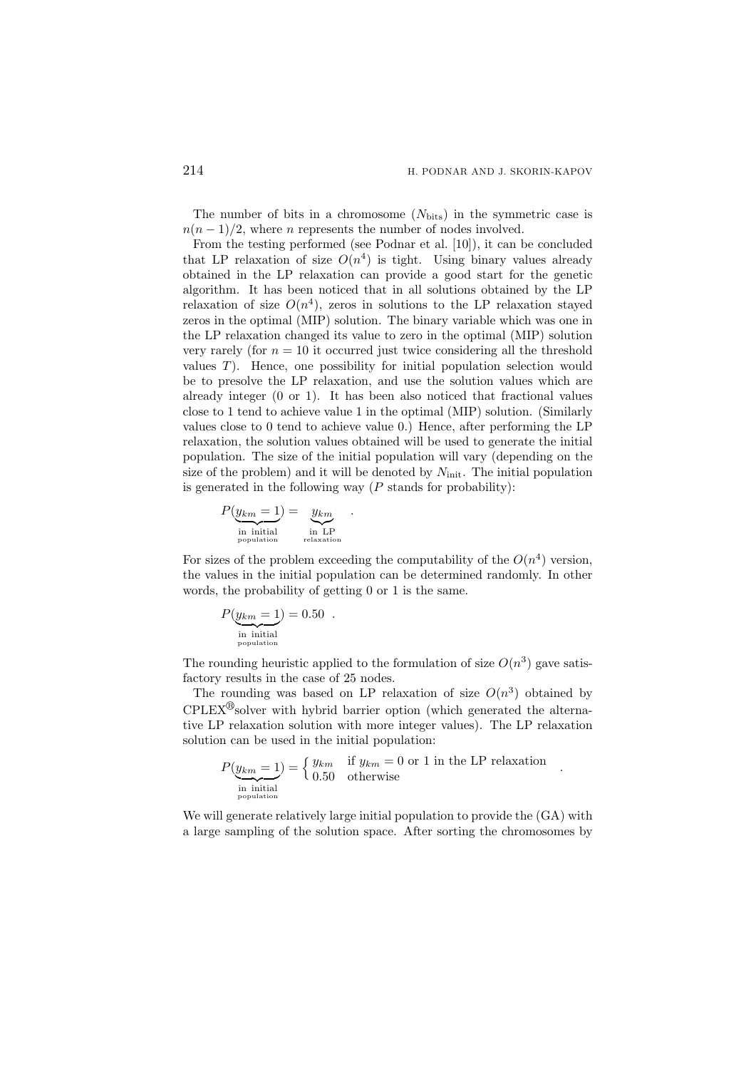The number of bits in a chromosome ($N_{\text{bits}}$) in the symmetric case is $n(n-1)/2$, where $n$ represents the number of nodes involved.

From the testing performed (see Podnar et al. [10]), it can be concluded that LP relaxation of size $O(n^4)$ is tight. Using binary values already obtained in the LP relaxation can provide a good start for the genetic algorithm. It has been noticed that in all solutions obtained by the LP relaxation of size $O(n^4)$, zeros in solutions to the LP relaxation stayed zeros in the optimal (MIP) solution. The binary variable which was one in the LP relaxation changed its value to zero in the optimal (MIP) solution very rarely (for $n = 10$ it occurred just twice considering all the threshold values $T$). Hence, one possibility for initial population selection would be to presolve the LP relaxation, and use the solution values which are already integer (0 or 1). It has been also noticed that fractional values close to 1 tend to achieve value 1 in the optimal (MIP) solution. (Similarly values close to 0 tend to achieve value 0.) Hence, after performing the LP relaxation, the solution values obtained will be used to generate the initial population. The size of the initial population will vary (depending on the size of the problem) and it will be denoted by $N_{\text{init}}$. The initial population is generated in the following way ($P$ stands for probability):

$$P(\underbrace{y_{km} = 1}_{\substack{\text{in initial} \\ \text{population}}}) = \underbrace{y_{km}}_{\substack{\text{in LP} \\ \text{relaxation}}} \quad .$$

For sizes of the problem exceeding the computability of the $O(n^4)$ version, the values in the initial population can be determined randomly. In other words, the probability of getting 0 or 1 is the same.

$$P(\underbrace{y_{km} = 1}_{\substack{\text{in initial} \\ \text{population}}}) = 0.50 \quad .$$

The rounding heuristic applied to the formulation of size $O(n^3)$ gave satisfactory results in the case of 25 nodes.

The rounding was based on LP relaxation of size $O(n^3)$ obtained by CPLEX®solver with hybrid barrier option (which generated the alternative LP relaxation solution with more integer values). The LP relaxation solution can be used in the initial population:

$$P(\underbrace{y_{km} = 1}_{\substack{\text{in initial} \\ \text{population}}}) = \begin{cases} y_{km} & \text{if } y_{km} = 0 \text{ or } 1 \text{ in the LP relaxation} \\ 0.50 & \text{otherwise} \end{cases} \quad .$$

We will generate relatively large initial population to provide the (GA) with a large sampling of the solution space. After sorting the chromosomes by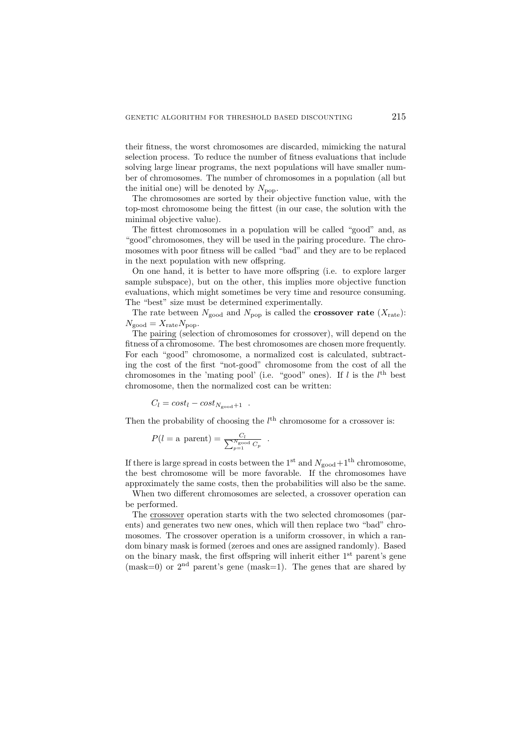their fitness, the worst chromosomes are discarded, mimicking the natural selection process. To reduce the number of fitness evaluations that include solving large linear programs, the next populations will have smaller number of chromosomes. The number of chromosomes in a population (all but the initial one) will be denoted by $N_{\mathrm{pop}}$.

The chromosomes are sorted by their objective function value, with the top-most chromosome being the fittest (in our case, the solution with the minimal objective value).

The fittest chromosomes in a population will be called "good" and, as "good"chromosomes, they will be used in the pairing procedure. The chromosomes with poor fitness will be called "bad" and they are to be replaced in the next population with new offspring.

On one hand, it is better to have more offspring (i.e. to explore larger sample subspace), but on the other, this implies more objective function evaluations, which might sometimes be very time and resource consuming. The "best" size must be determined experimentally.

The rate between $N_{\mathrm{good}}$ and $N_{\mathrm{pop}}$ is called the **crossover rate** ($X_{\mathrm{rate}}$): $N_{\mathrm{good}} = X_{\mathrm{rate}} N_{\mathrm{pop}}$.

The pairing (selection of chromosomes for crossover), will depend on the fitness of a chromosome. The best chromosomes are chosen more frequently. For each "good" chromosome, a normalized cost is calculated, subtracting the cost of the first "not-good" chromosome from the cost of all the chromosomes in the 'mating pool' (i.e. "good" ones). If $l$ is the $l^{\mathrm{th}}$ best chromosome, then the normalized cost can be written:

$$C_l = cost_l - cost_{N_{\mathrm{good}}+1} \quad .$$

Then the probability of choosing the $l^{\mathrm{th}}$ chromosome for a crossover is:

$$P(l = \text{a parent}) = \frac{C_l}{\sum_{p=1}^{N_{\mathrm{good}}} C_p} \quad .$$

If there is large spread in costs between the $1^{\mathrm{st}}$ and $N_{\mathrm{good}}+1^{\mathrm{th}}$ chromosome, the best chromosome will be more favorable. If the chromosomes have approximately the same costs, then the probabilities will also be the same.

When two different chromosomes are selected, a crossover operation can be performed.

The crossover operation starts with the two selected chromosomes (parents) and generates two new ones, which will then replace two "bad" chromosomes. The crossover operation is a uniform crossover, in which a random binary mask is formed (zeroes and ones are assigned randomly). Based on the binary mask, the first offspring will inherit either $1^{\mathrm{st}}$ parent's gene (mask=0) or $2^{\mathrm{nd}}$ parent's gene (mask=1). The genes that are shared by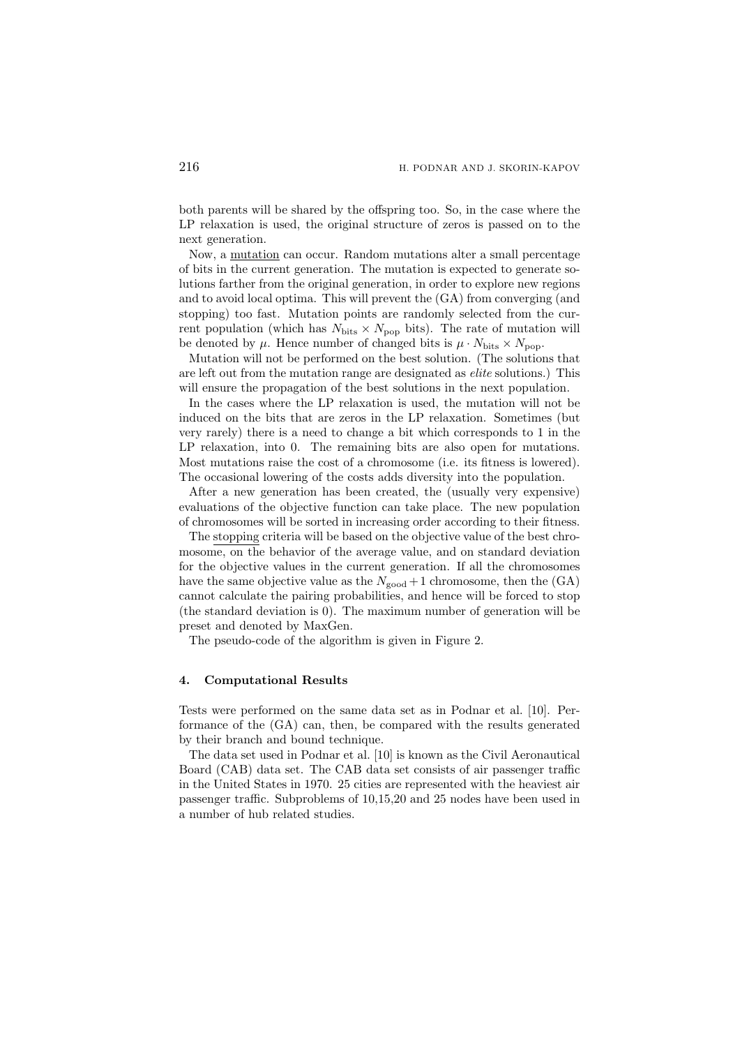both parents will be shared by the offspring too. So, in the case where the LP relaxation is used, the original structure of zeros is passed on to the next generation.

Now, a <u>mutation</u> can occur. Random mutations alter a small percentage of bits in the current generation. The mutation is expected to generate solutions farther from the original generation, in order to explore new regions and to avoid local optima. This will prevent the (GA) from converging (and stopping) too fast. Mutation points are randomly selected from the current population (which has $N_{\text{bits}} \times N_{\text{pop}}$ bits). The rate of mutation will be denoted by $\mu$. Hence number of changed bits is $\mu \cdot N_{\text{bits}} \times N_{\text{pop}}$.

Mutation will not be performed on the best solution. (The solutions that are left out from the mutation range are designated as *elite* solutions.) This will ensure the propagation of the best solutions in the next population.

In the cases where the LP relaxation is used, the mutation will not be induced on the bits that are zeros in the LP relaxation. Sometimes (but very rarely) there is a need to change a bit which corresponds to 1 in the LP relaxation, into 0. The remaining bits are also open for mutations. Most mutations raise the cost of a chromosome (i.e. its fitness is lowered). The occasional lowering of the costs adds diversity into the population.

After a new generation has been created, the (usually very expensive) evaluations of the objective function can take place. The new population of chromosomes will be sorted in increasing order according to their fitness.

The <u>stopping</u> criteria will be based on the objective value of the best chromosome, on the behavior of the average value, and on standard deviation for the objective values in the current generation. If all the chromosomes have the same objective value as the $N_{\text{good}} + 1$ chromosome, then the (GA) cannot calculate the pairing probabilities, and hence will be forced to stop (the standard deviation is 0). The maximum number of generation will be preset and denoted by MaxGen.

The pseudo-code of the algorithm is given in Figure 2.

## 4. Computational Results

Tests were performed on the same data set as in Podnar et al. [10]. Performance of the (GA) can, then, be compared with the results generated by their branch and bound technique.

The data set used in Podnar et al. [10] is known as the Civil Aeronautical Board (CAB) data set. The CAB data set consists of air passenger traffic in the United States in 1970. 25 cities are represented with the heaviest air passenger traffic. Subproblems of 10,15,20 and 25 nodes have been used in a number of hub related studies.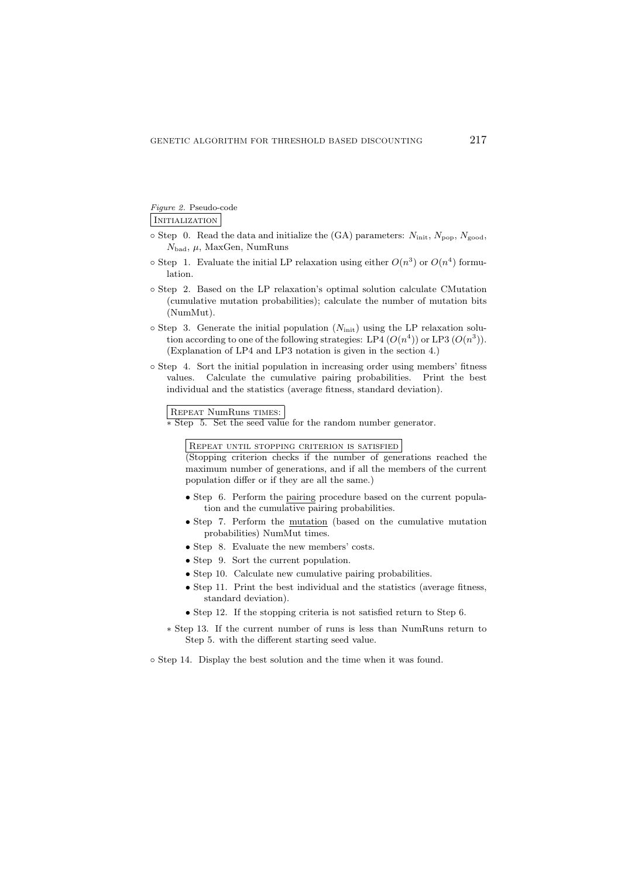*Figure 2.* Pseudo-code

INITIALIZATION

- ◦ Step 0. Read the data and initialize the (GA) parameters: $N_{\text{init}}$, $N_{\text{pop}}$, $N_{\text{good}}$, $N_{\text{bad}}$, $\mu$, MaxGen, NumRuns
- ◦ Step 1. Evaluate the initial LP relaxation using either $O(n^3)$ or $O(n^4)$ formulation.
- ◦ Step 2. Based on the LP relaxation's optimal solution calculate CMutation (cumulative mutation probabilities); calculate the number of mutation bits (NumMut).
- ◦ Step 3. Generate the initial population ($N_{\text{init}}$) using the LP relaxation solution according to one of the following strategies: LP4 ($O(n^4)$) or LP3 ($O(n^3)$). (Explanation of LP4 and LP3 notation is given in the section 4.)
- ◦ Step 4. Sort the initial population in increasing order using members' fitness values. Calculate the cumulative pairing probabilities. Print the best individual and the statistics (average fitness, standard deviation).

  REPEAT NumRuns TIMES:

  - ∗ Step 5. Set the seed value for the random number generator.

    REPEAT UNTIL STOPPING CRITERION IS SATISFIED

    (Stopping criterion checks if the number of generations reached the maximum number of generations, and if all the members of the current population differ or if they are all the same.)

    - • Step 6. Perform the pairing procedure based on the current population and the cumulative pairing probabilities.
    - • Step 7. Perform the mutation (based on the cumulative mutation probabilities) NumMut times.
    - • Step 8. Evaluate the new members' costs.
    - • Step 9. Sort the current population.
    - • Step 10. Calculate new cumulative pairing probabilities.
    - • Step 11. Print the best individual and the statistics (average fitness, standard deviation).
    - • Step 12. If the stopping criteria is not satisfied return to Step 6.

  - ∗ Step 13. If the current number of runs is less than NumRuns return to Step 5. with the different starting seed value.

- ◦ Step 14. Display the best solution and the time when it was found.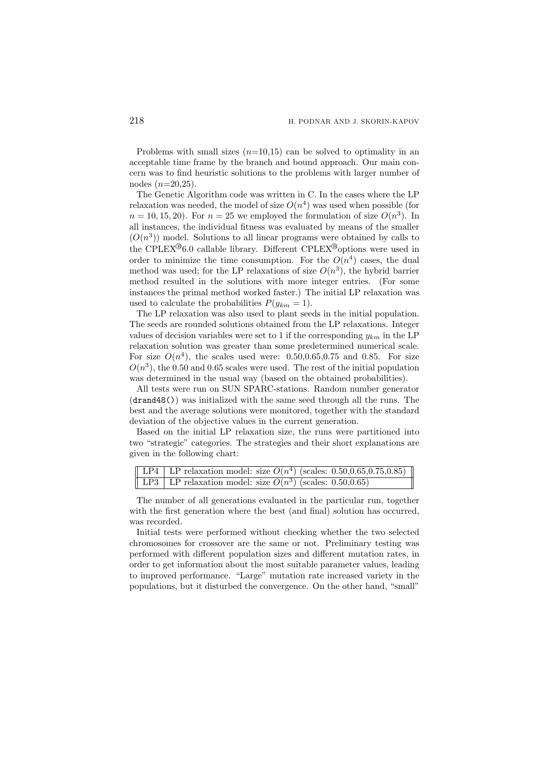Problems with small sizes ($n$=10,15) can be solved to optimality in an acceptable time frame by the branch and bound approach. Our main concern was to find heuristic solutions to the problems with larger number of nodes ($n$=20,25).

The Genetic Algorithm code was written in C. In the cases where the LP relaxation was needed, the model of size $O(n^4)$ was used when possible (for $n = 10, 15, 20$). For $n = 25$ we employed the formulation of size $O(n^3)$. In all instances, the individual fitness was evaluated by means of the smaller ($O(n^3)$) model. Solutions to all linear programs were obtained by calls to the CPLEX®6.0 callable library. Different CPLEX®options were used in order to minimize the time consumption. For the $O(n^4)$ cases, the dual method was used; for the LP relaxations of size $O(n^3)$, the hybrid barrier method resulted in the solutions with more integer entries. (For some instances the primal method worked faster.) The initial LP relaxation was used to calculate the probabilities $P(y_{km} = 1)$.

The LP relaxation was also used to plant seeds in the initial population. The seeds are rounded solutions obtained from the LP relaxations. Integer values of decision variables were set to 1 if the corresponding $y_{km}$ in the LP relaxation solution was greater than some predetermined numerical scale. For size $O(n^4)$, the scales used were: 0.50,0.65,0.75 and 0.85. For size $O(n^3)$, the 0.50 and 0.65 scales were used. The rest of the initial population was determined in the usual way (based on the obtained probabilities).

All tests were run on SUN SPARC-stations. Random number generator (`drand48()`) was initialized with the same seed through all the runs. The best and the average solutions were monitored, together with the standard deviation of the objective values in the current generation.

Based on the initial LP relaxation size, the runs were partitioned into two "strategic" categories. The strategies and their short explanations are given in the following chart:

| | |
|---|---|
| LP4 | LP relaxation model: size $O(n^4)$ (scales: 0.50,0.65,0.75,0.85) |
| LP3 | LP relaxation model: size $O(n^3)$ (scales: 0.50,0.65) |

The number of all generations evaluated in the particular run, together with the first generation where the best (and final) solution has occurred, was recorded.

Initial tests were performed without checking whether the two selected chromosomes for crossover are the same or not. Preliminary testing was performed with different population sizes and different mutation rates, in order to get information about the most suitable parameter values, leading to improved performance. "Large" mutation rate increased variety in the populations, but it disturbed the convergence. On the other hand, "small"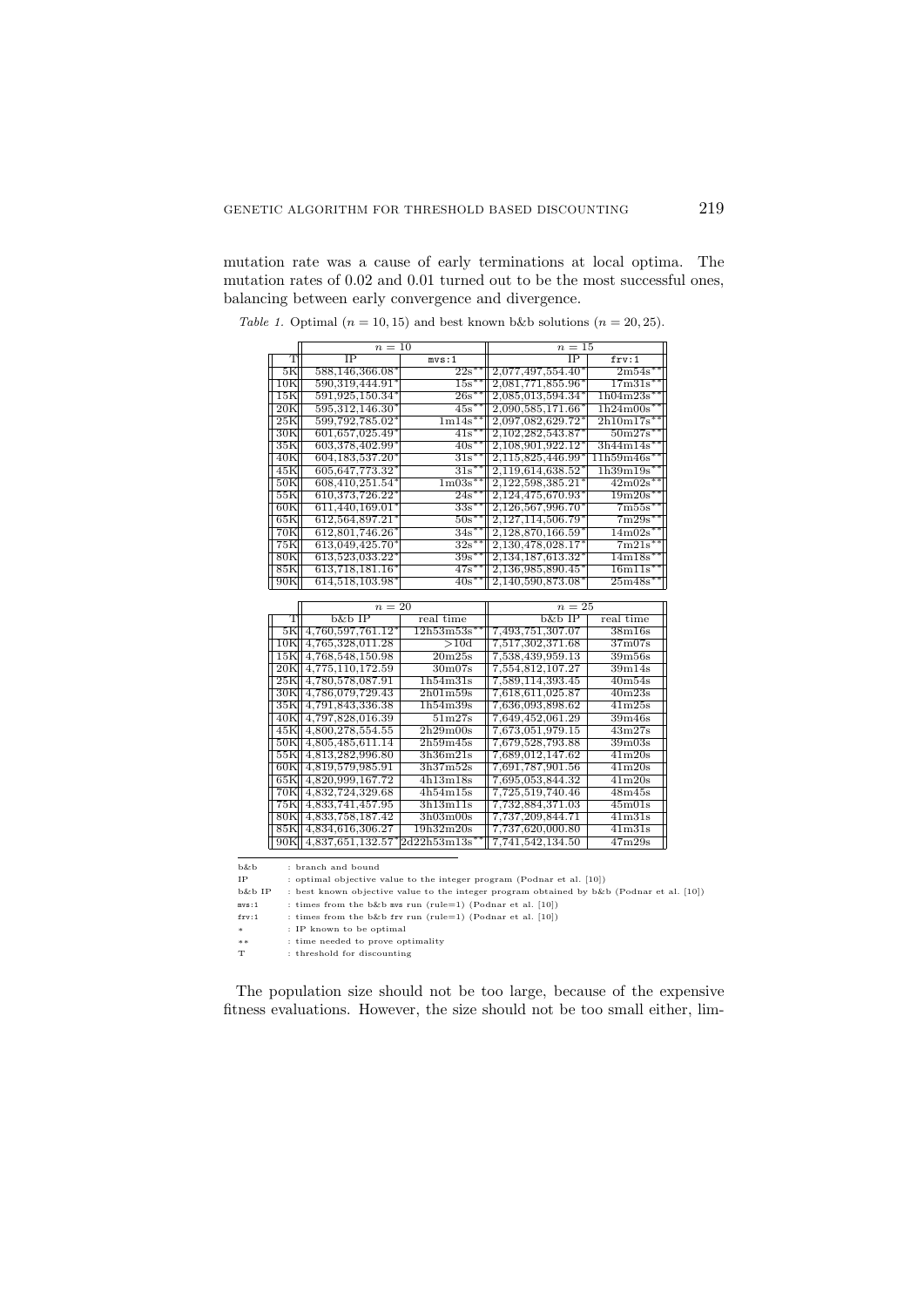mutation rate was a cause of early terminations at local optima. The mutation rates of 0.02 and 0.01 turned out to be the most successful ones, balancing between early convergence and divergence.

*Table 1.* Optimal ($n = 10, 15$) and best known b&b solutions ($n = 20, 25$).

| | $n = 10$ | | $n = 15$ | |
|---|---|---|---|---|
| T | IP | mvs:1 | IP | frv:1 |
| 5K | 588,146,366.08* | 22s** | 2,077,497,554.40* | 2m54s** |
| 10K | 590,319,444.91* | 15s** | 2,081,771,855.96* | 17m31s** |
| 15K | 591,925,150.34* | 26s** | 2,085,013,594.34* | 1h04m23s** |
| 20K | 595,312,146.30* | 45s** | 2,090,585,171.66* | 1h24m00s** |
| 25K | 599,792,785.02* | 1m14s** | 2,097,082,629.72* | 2h10m17s** |
| 30K | 601,657,025.49* | 41s** | 2,102,282,543.87* | 50m27s** |
| 35K | 603,378,402.99* | 40s** | 2,108,901,922.12* | 3h44m14s** |
| 40K | 604,183,537.20* | 31s** | 2,115,825,446.99* | 11h59m46s** |
| 45K | 605,647,773.32* | 31s** | 2,119,614,638.52* | 1h39m19s** |
| 50K | 608,410,251.54* | 1m03s** | 2,122,598,385.21* | 42m02s** |
| 55K | 610,373,726.22* | 24s** | 2,124,475,670.93* | 19m20s** |
| 60K | 611,440,169.01* | 33s** | 2,126,567,996.70* | 7m55s** |
| 65K | 612,564,897.21* | 50s** | 2,127,114,506.79* | 7m29s** |
| 70K | 612,801,746.26* | 34s** | 2,128,870,166.59* | 14m02s** |
| 75K | 613,049,425.70* | 32s** | 2,130,478,028.17* | 7m21s** |
| 80K | 613,523,033.22* | 39s** | 2,134,187,613.32* | 14m18s** |
| 85K | 613,718,181.16* | 47s** | 2,136,985,890.45* | 16m11s** |
| 90K | 614,518,103.98* | 40s** | 2,140,590,873.08* | 25m48s** |

| | $n = 20$ | | $n = 25$ | |
|---|---|---|---|---|
| T | b&b IP | real time | b&b IP | real time |
| 5K | 4,760,597,761.12* | 12h53m53s** | 7,493,751,307.07 | 38m16s |
| 10K | 4,765,328,011.28 | >10d | 7,517,302,371.68 | 37m07s |
| 15K | 4,768,548,150.98 | 20m25s | 7,538,439,959.13 | 39m56s |
| 20K | 4,775,110,172.59 | 30m07s | 7,554,812,107.27 | 39m14s |
| 25K | 4,780,578,087.91 | 1h54m31s | 7,589,114,393.45 | 40m54s |
| 30K | 4,786,079,729.43 | 2h01m59s | 7,618,611,025.87 | 40m23s |
| 35K | 4,791,843,336.38 | 1h54m39s | 7,636,093,898.62 | 41m25s |
| 40K | 4,797,828,016.39 | 51m27s | 7,649,452,061.29 | 39m46s |
| 45K | 4,800,278,554.55 | 2h29m00s | 7,673,051,979.15 | 43m27s |
| 50K | 4,805,485,611.14 | 2h59m45s | 7,679,528,793.88 | 39m03s |
| 55K | 4,813,282,996.80 | 3h36m21s | 7,689,012,147.62 | 41m20s |
| 60K | 4,819,579,985.91 | 3h37m52s | 7,691,787,901.56 | 41m20s |
| 65K | 4,820,999,167.72 | 4h13m18s | 7,695,053,844.32 | 41m20s |
| 70K | 4,832,724,329.68 | 4h54m15s | 7,725,519,740.46 | 48m45s |
| 75K | 4,833,741,457.95 | 3h13m11s | 7,732,884,371.03 | 45m01s |
| 80K | 4,833,758,187.42 | 3h03m00s | 7,737,209,844.71 | 41m31s |
| 85K | 4,834,616,306.27 | 19h32m20s | 7,737,620,000.80 | 41m31s |
| 90K | 4,837,651,132.57* | 2d22h53m13s** | 7,741,542,134.50 | 47m29s |

b&b : branch and bound
IP : optimal objective value to the integer program (Podnar et al. [10])
b&b IP : best known objective value to the integer program obtained by b&b (Podnar et al. [10])
mvs:1 : times from the b&b mvs run (rule=1) (Podnar et al. [10])
frv:1 : times from the b&b frv run (rule=1) (Podnar et al. [10])
* : IP known to be optimal
** : time needed to prove optimality
T : threshold for discounting

The population size should not be too large, because of the expensive fitness evaluations. However, the size should not be too small either, lim-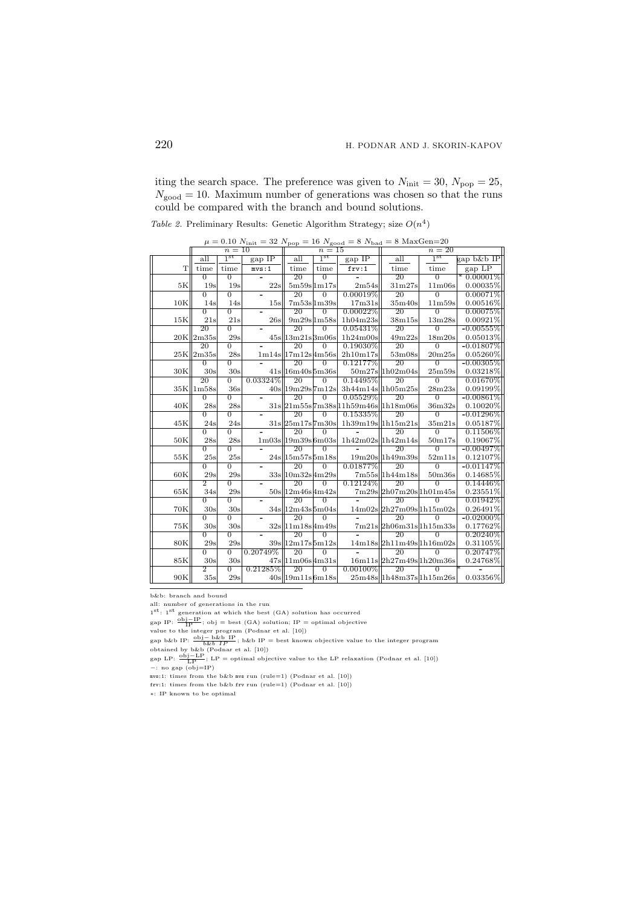iting the search space. The preference was given to $N_{\text{init}} = 30$, $N_{\text{pop}} = 25$, $N_{\text{good}} = 10$. Maximum number of generations was chosen so that the runs could be compared with the branch and bound solutions.

*Table 2.* Preliminary Results: Genetic Algorithm Strategy; size $O(n^4)$

$\mu = 0.10$ $N_{\text{init}} = 32$ $N_{\text{pop}} = 16$ $N_{\text{good}} = 8$ $N_{\text{bad}} = 8$ MaxGen=20

| | $n = 10$ | | | $n = 15$ | | | $n = 20$ | | |
|---|---|---|---|---|---|---|---|---|---|
| | all | $1^{\text{st}}$ | gap IP | all | $1^{\text{st}}$ | gap IP | all | $1^{\text{st}}$ | gap b&b IP |
| T | time | time | mvs:1 | time | time | frv:1 | time | time | gap LP |
| | 0 | 0 | - | 20 | 0 | - | 20 | 0 | * 0.00001% |
| 5K | 19s | 19s | 22s | 5m59s | 1m17s | 2m54s | 31m27s | 11m06s | 0.00035% |
| | 0 | 0 | - | 20 | 0 | 0.00019% | 20 | 0 | 0.00071% |
| 10K | 14s | 14s | 15s | 7m53s | 1m39s | 17m31s | 35m40s | 11m59s | 0.00516% |
| | 0 | 0 | - | 20 | 0 | 0.00022% | 20 | 0 | 0.00075% |
| 15K | 21s | 21s | 26s | 9m29s | 1m58s | 1h04m23s | 38m15s | 13m28s | 0.00921% |
| | 20 | 0 | - | 20 | 0 | 0.05431% | 20 | 0 | -0.00555% |
| 20K | 2m35s | 29s | 45s | 13m21s | 3m06s | 1h24m00s | 49m22s | 18m20s | 0.05013% |
| | 20 | 0 | - | 20 | 0 | 0.19030% | 20 | 0 | -0.01807% |
| 25K | 2m35s | 28s | 1m14s | 17m12s | 4m56s | 2h10m17s | 53m08s | 20m25s | 0.05260% |
| | 0 | 0 | - | 20 | 0 | 0.12177% | 20 | 0 | -0.00305% |
| 30K | 30s | 30s | 41s | 16m40s | 5m36s | 50m27s | 1h02m04s | 25m59s | 0.03218% |
| | 20 | 0 | 0.03324% | 20 | 0 | 0.14495% | 20 | 0 | 0.01670% |
| 35K | 1m58s | 36s | 40s | 19m29s | 7m12s | 3h44m14s | 1h05m25s | 28m23s | 0.09199% |
| | 0 | 0 | - | 20 | 0 | 0.05529% | 20 | 0 | -0.00861% |
| 40K | 28s | 28s | 31s | 21m55s | 7m38s | 11h59m46s | 1h18m06s | 36m32s | 0.10020% |
| | 0 | 0 | - | 20 | 0 | 0.15335% | 20 | 0 | -0.01296% |
| 45K | 24s | 24s | 31s | 25m17s | 7m30s | 1h39m19s | 1h15m21s | 35m21s | 0.05187% |
| | 0 | 0 | - | 20 | 0 | - | 20 | 0 | 0.11506% |
| 50K | 28s | 28s | 1m03s | 19m39s | 6m03s | 1h42m02s | 1h42m14s | 50m17s | 0.19067% |
| | 0 | 0 | - | 20 | 0 | - | 20 | 0 | -0.00497% |
| 55K | 25s | 25s | 24s | 15m57s | 5m18s | 19m20s | 1h49m39s | 52m11s | 0.12107% |
| | 0 | 0 | - | 20 | 0 | 0.01877% | 20 | 0 | -0.01147% |
| 60K | 29s | 29s | 33s | 10m32s | 4m29s | 7m55s | 1h44m18s | 50m36s | 0.14685% |
| | 2 | 0 | - | 20 | 0 | 0.12124% | 20 | 0 | 0.14446% |
| 65K | 34s | 29s | 50s | 12m46s | 4m42s | 7m29s | 2h07m20s | 1h01m45s | 0.23551% |
| | 0 | 0 | - | 20 | 0 | - | 20 | 0 | 0.01942% |
| 70K | 30s | 30s | 34s | 12m43s | 5m04s | 14m02s | 2h27m09s | 1h15m02s | 0.26491% |
| | 0 | 0 | - | 20 | 0 | - | 20 | 0 | -0.02000% |
| 75K | 30s | 30s | 32s | 11m18s | 4m49s | 7m21s | 2h06m31s | 1h15m33s | 0.17762% |
| | 0 | 0 | - | 20 | 0 | - | 20 | 0 | 0.20240% |
| 80K | 29s | 29s | 39s | 12m17s | 5m12s | 14m18s | 2h11m49s | 1h16m02s | 0.31105% |
| | 0 | 0 | 0.20749% | 20 | 0 | - | 20 | 0 | 0.20747% |
| 85K | 30s | 30s | 47s | 11m06s | 4m31s | 16m11s | 2h27m49s | 1h20m36s | 0.24768% |
| | 2 | 0 | 0.21285% | 20 | 0 | 0.00100% | 20 | 0 | * - |
| 90K | 35s | 29s | 40s | 19m11s | 6m18s | 25m48s | 1h48m37s | 1h15m26s | 0.03356% |

b&b: branch and bound

all: number of generations in the run

$1^{\text{st}}$: $1^{\text{st}}$ generation at which the best (GA) solution has occurred

gap IP: $\frac{\text{obj}-\text{IP}}{\text{IP}}$; obj = best (GA) solution; IP = optimal objective value to the integer program (Podnar et al. [10])

gap b&b IP: $\frac{\text{obj}-\text{b\&b IP}}{\text{b\&b IP}}$; b&b IP = best known objective value to the integer program obtained by b&b (Podnar et al. [10])

gap LP: $\frac{\text{obj}-\text{LP}}{\text{LP}}$; LP = optimal objective value to the LP relaxation (Podnar et al. [10])

−: no gap (obj=IP)

mvs:1: times from the b&b mvs run (rule=1) (Podnar et al. [10])

frv:1: times from the b&b frv run (rule=1) (Podnar et al. [10])

∗: IP known to be optimal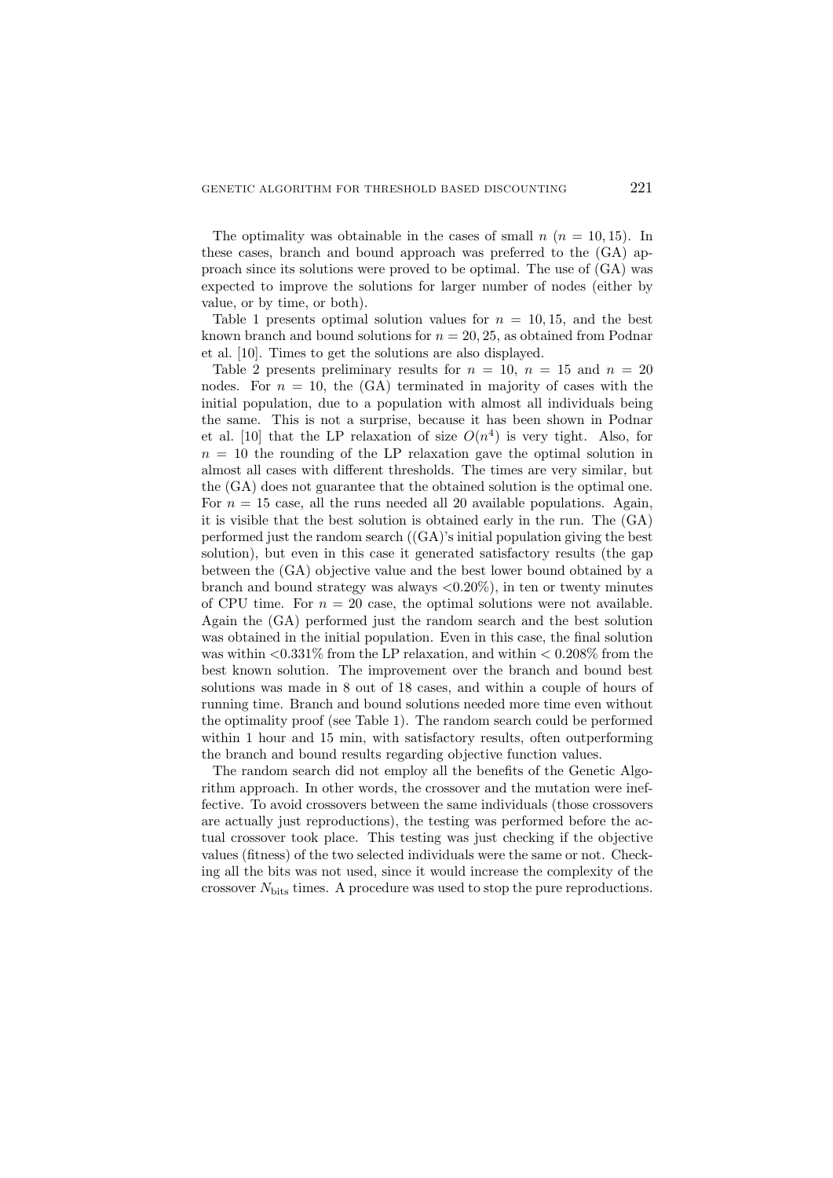The optimality was obtainable in the cases of small $n$ ($n = 10, 15$). In these cases, branch and bound approach was preferred to the (GA) approach since its solutions were proved to be optimal. The use of (GA) was expected to improve the solutions for larger number of nodes (either by value, or by time, or both).

Table 1 presents optimal solution values for $n = 10, 15$, and the best known branch and bound solutions for $n = 20, 25$, as obtained from Podnar et al. [10]. Times to get the solutions are also displayed.

Table 2 presents preliminary results for $n = 10$, $n = 15$ and $n = 20$ nodes. For $n = 10$, the (GA) terminated in majority of cases with the initial population, due to a population with almost all individuals being the same. This is not a surprise, because it has been shown in Podnar et al. [10] that the LP relaxation of size $O(n^4)$ is very tight. Also, for $n = 10$ the rounding of the LP relaxation gave the optimal solution in almost all cases with different thresholds. The times are very similar, but the (GA) does not guarantee that the obtained solution is the optimal one. For $n = 15$ case, all the runs needed all 20 available populations. Again, it is visible that the best solution is obtained early in the run. The (GA) performed just the random search ((GA)'s initial population giving the best solution), but even in this case it generated satisfactory results (the gap between the (GA) objective value and the best lower bound obtained by a branch and bound strategy was always <0.20%), in ten or twenty minutes of CPU time. For $n = 20$ case, the optimal solutions were not available. Again the (GA) performed just the random search and the best solution was obtained in the initial population. Even in this case, the final solution was within <0.331% from the LP relaxation, and within < 0.208% from the best known solution. The improvement over the branch and bound best solutions was made in 8 out of 18 cases, and within a couple of hours of running time. Branch and bound solutions needed more time even without the optimality proof (see Table 1). The random search could be performed within 1 hour and 15 min, with satisfactory results, often outperforming the branch and bound results regarding objective function values.

The random search did not employ all the benefits of the Genetic Algorithm approach. In other words, the crossover and the mutation were ineffective. To avoid crossovers between the same individuals (those crossovers are actually just reproductions), the testing was performed before the actual crossover took place. This testing was just checking if the objective values (fitness) of the two selected individuals were the same or not. Checking all the bits was not used, since it would increase the complexity of the crossover $N_{\text{bits}}$ times. A procedure was used to stop the pure reproductions.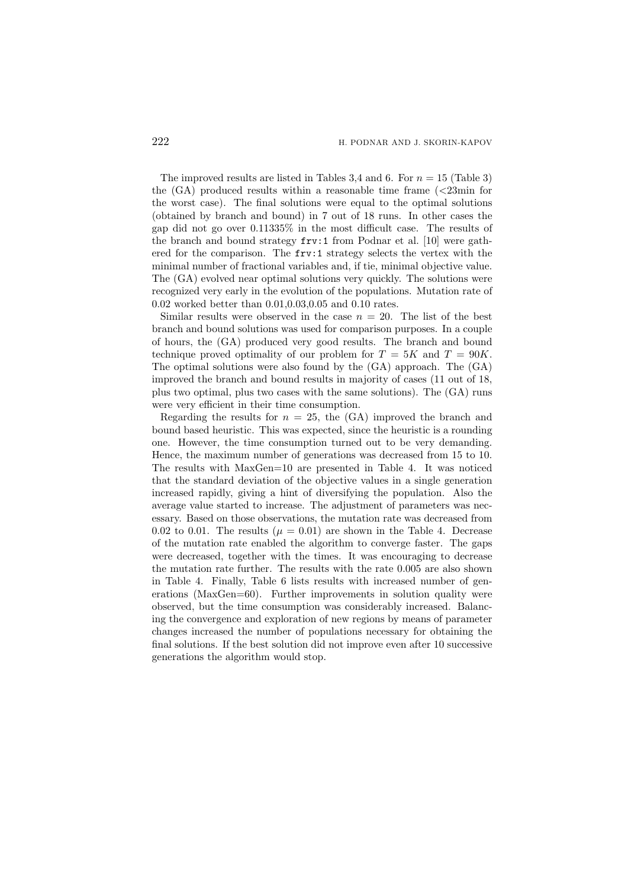The improved results are listed in Tables 3,4 and 6. For $n = 15$ (Table 3) the (GA) produced results within a reasonable time frame (<23min for the worst case). The final solutions were equal to the optimal solutions (obtained by branch and bound) in 7 out of 18 runs. In other cases the gap did not go over 0.11335% in the most difficult case. The results of the branch and bound strategy `frv:1` from Podnar et al. [10] were gathered for the comparison. The `frv:1` strategy selects the vertex with the minimal number of fractional variables and, if tie, minimal objective value. The (GA) evolved near optimal solutions very quickly. The solutions were recognized very early in the evolution of the populations. Mutation rate of 0.02 worked better than 0.01,0.03,0.05 and 0.10 rates.

Similar results were observed in the case $n = 20$. The list of the best branch and bound solutions was used for comparison purposes. In a couple of hours, the (GA) produced very good results. The branch and bound technique proved optimality of our problem for $T = 5K$ and $T = 90K$. The optimal solutions were also found by the (GA) approach. The (GA) improved the branch and bound results in majority of cases (11 out of 18, plus two optimal, plus two cases with the same solutions). The (GA) runs were very efficient in their time consumption.

Regarding the results for $n = 25$, the (GA) improved the branch and bound based heuristic. This was expected, since the heuristic is a rounding one. However, the time consumption turned out to be very demanding. Hence, the maximum number of generations was decreased from 15 to 10. The results with MaxGen=10 are presented in Table 4. It was noticed that the standard deviation of the objective values in a single generation increased rapidly, giving a hint of diversifying the population. Also the average value started to increase. The adjustment of parameters was necessary. Based on those observations, the mutation rate was decreased from 0.02 to 0.01. The results ($\mu = 0.01$) are shown in the Table 4. Decrease of the mutation rate enabled the algorithm to converge faster. The gaps were decreased, together with the times. It was encouraging to decrease the mutation rate further. The results with the rate 0.005 are also shown in Table 4. Finally, Table 6 lists results with increased number of generations (MaxGen=60). Further improvements in solution quality were observed, but the time consumption was considerably increased. Balancing the convergence and exploration of new regions by means of parameter changes increased the number of populations necessary for obtaining the final solutions. If the best solution did not improve even after 10 successive generations the algorithm would stop.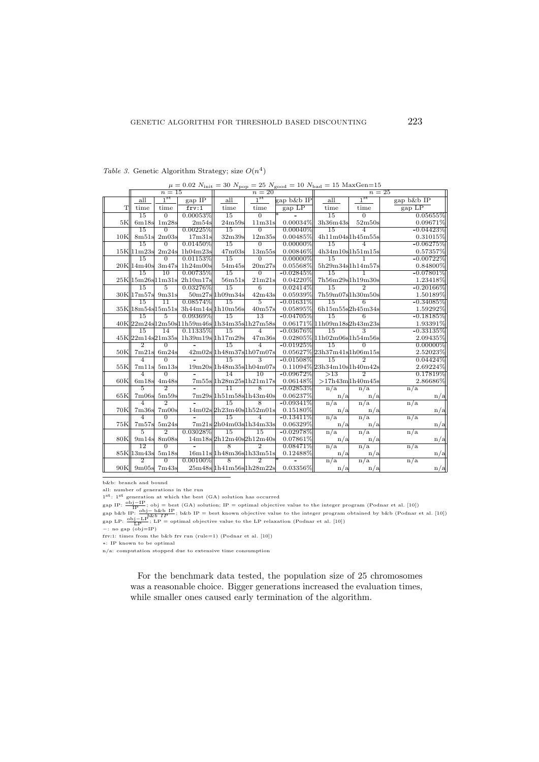*Table 3.* Genetic Algorithm Strategy; size $O(n^4)$

$\mu = 0.02$ $N_{\text{init}} = 30$ $N_{\text{pop}} = 25$ $N_{\text{good}} = 10$ $N_{\text{bad}} = 15$ MaxGen=15

| | $n = 15$ | | | $n = 20$ | | | $n = 25$ | | |
|---|---|---|---|---|---|---|---|---|---|
| | all | $1^{\text{st}}$ | gap IP | all | $1^{\text{st}}$ | gap b&b IP | all | $1^{\text{st}}$ | gap b&b IP |
| T | time | time | frv:1 | time | time | gap LP | time | time | gap LP |
| | 15 | 0 | 0.00053% | 15 | 0 | * - | 15 | 0 | 0.05655% |
| 5K | 6m18s | 1m28s | 2m54s | 24m59s | 11m31s | 0.00034% | 3h36m43s | 52m50s | 0.09671% |
| | 15 | 0 | 0.00225% | 15 | 0 | 0.00040% | 15 | 4 | -0.04423% |
| 10K | 8m51s | 2m03s | 17m31s | 32m39s | 12m35s | 0.00485% | 4h11m04s | 1h45m55s | 0.31015% |
| | 15 | 0 | 0.01450% | 15 | 0 | 0.00000% | 15 | 4 | -0.06275% |
| 15K | 11m23s | 2m24s | 1h04m23s | 47m03s | 13m55s | 0.00846% | 4h34m10s | 1h51m15s | 0.57357% |
| | 15 | 0 | 0.01153% | 15 | 0 | 0.00000% | 15 | 1 | -0.00722% |
| 20K | 14m40s | 3m47s | 1h24m00s | 54m45s | 20m27s | 0.05568% | 5h29m34s | 1h14m57s | 0.84800% |
| | 15 | 10 | 0.00735% | 15 | 0 | -0.02845% | 15 | 1 | -0.07801% |
| 25K | 15m26s | 11m31s | 2h10m17s | 56m51s | 21m21s | 0.04220% | 7h56m29s | 1h19m30s | 1.23418% |
| | 15 | 5 | 0.03276% | 15 | 6 | 0.02414% | 15 | 2 | -0.20166% |
| 30K | 17m57s | 9m31s | 50m27s | 1h09m34s | 42m43s | 0.05939% | 7h59m07s | 1h30m50s | 1.50189% |
| | 15 | 11 | 0.08574% | 15 | 5 | -0.01631% | 15 | 6 | -0.34085% |
| 35K | 18m54s | 15m51s | 3h44m14s | 1h10m56s | 40m57s | 0.05895% | 6h15m55s | 2h45m34s | 1.59292% |
| | 15 | 5 | 0.09369% | 15 | 13 | -0.04705% | 15 | 6 | -0.18185% |
| 40K | 22m24s | 12m50s | 11h59m46s | 1h34m35s | 1h27m58s | 0.06171% | 11h09m18s | 2h43m23s | 1.93391% |
| | 15 | 14 | 0.11335% | 15 | 4 | -0.03676% | 15 | 3 | -0.33135% |
| 45K | 22m14s | 21m35s | 1h39m19s | 1h17m29s | 47m36s | 0.02805% | 11h02m06s | 1h54m56s | 2.09435% |
| | 2 | 0 | - | 15 | 4 | -0.01925% | 15 | 0 | 0.00000% |
| 50K | 7m21s | 6m24s | 42m02s | 1h48m37s | 1h07m07s | 0.05627% | 23h37m41s | 1h06m15s | 2.52023% |
| | 4 | 0 | - | 15 | 3 | -0.01508% | 15 | 2 | 0.04424% |
| 55K | 7m11s | 5m13s | 19m20s | 1h48m35s | 1h04m07s | 0.11094% | 23h34m10s | 1h40m42s | 2.69224% |
| | 4 | 0 | - | 14 | 10 | -0.09672% | >13 | 2 | 0.17819% |
| 60K | 6m18s | 4m48s | 7m55s | 1h28m25s | 1h21m17s | 0.06148% | >17h43m | 1h40m45s | 2.86686% |
| | 5 | 2 | - | 11 | 8 | -0.02853% | n/a | n/a | n/a |
| 65K | 7m06s | 5m59s | 7m29s | 1h51m58s | 1h43m40s | 0.06237% | n/a | n/a | n/a |
| | 4 | 2 | - | 15 | 8 | -0.09341% | n/a | n/a | n/a |
| 70K | 7m36s | 7m00s | 14m02s | 2h23m40s | 1h52m01s | 0.15180% | n/a | n/a | n/a |
| | 4 | 0 | - | 15 | 4 | -0.13411% | n/a | n/a | n/a |
| 75K | 7m57s | 5m24s | 7m21s | 2h04m03s | 1h34m33s | 0.06329% | n/a | n/a | n/a |
| | 5 | 2 | 0.03028% | 15 | 15 | -0.02978% | n/a | n/a | n/a |
| 80K | 9m14s | 8m08s | 14m18s | 2h12m40s | 2h12m40s | 0.07861% | n/a | n/a | n/a |
| | 12 | 0 | - | 8 | 2 | 0.08471% | n/a | n/a | n/a |
| 85K | 13m43s | 5m18s | 16m11s | 1h48m36s | 1h33m51s | 0.12488% | n/a | n/a | n/a |
| | 2 | 0 | 0.00100% | 8 | 2 | * - | n/a | n/a | n/a |
| 90K | 9m05s | 7m43s | 25m48s | 1h41m56s | 1h28m22s | 0.03356% | n/a | n/a | n/a |

b&b: branch and bound

all: number of generations in the run

$1^{\text{st}}$: $1^{\text{st}}$ generation at which the best (GA) solution has occurred

gap IP: $\frac{\text{obj}-\text{IP}}{\text{IP}}$; obj = best (GA) solution; IP = optimal objective value to the integer program (Podnar et al. [10])

gap b&b IP: $\frac{\text{obj}-\text{b\&b IP}}{\text{b\&b IP}}$; b&b IP = best known objective value to the integer program obtained by b&b (Podnar et al. [10])

gap LP: $\frac{\text{obj}-\text{LP}}{\text{LP}}$; LP = optimal objective value to the LP relaxation (Podnar et al. [10])

−: no gap (obj=IP)

frv:1: times from the b&b frv run (rule=1) (Podnar et al. [10])

∗: IP known to be optimal

n/a: computation stopped due to extensive time consumption

For the benchmark data tested, the population size of 25 chromosomes was a reasonable choice. Bigger generations increased the evaluation times, while smaller ones caused early termination of the algorithm.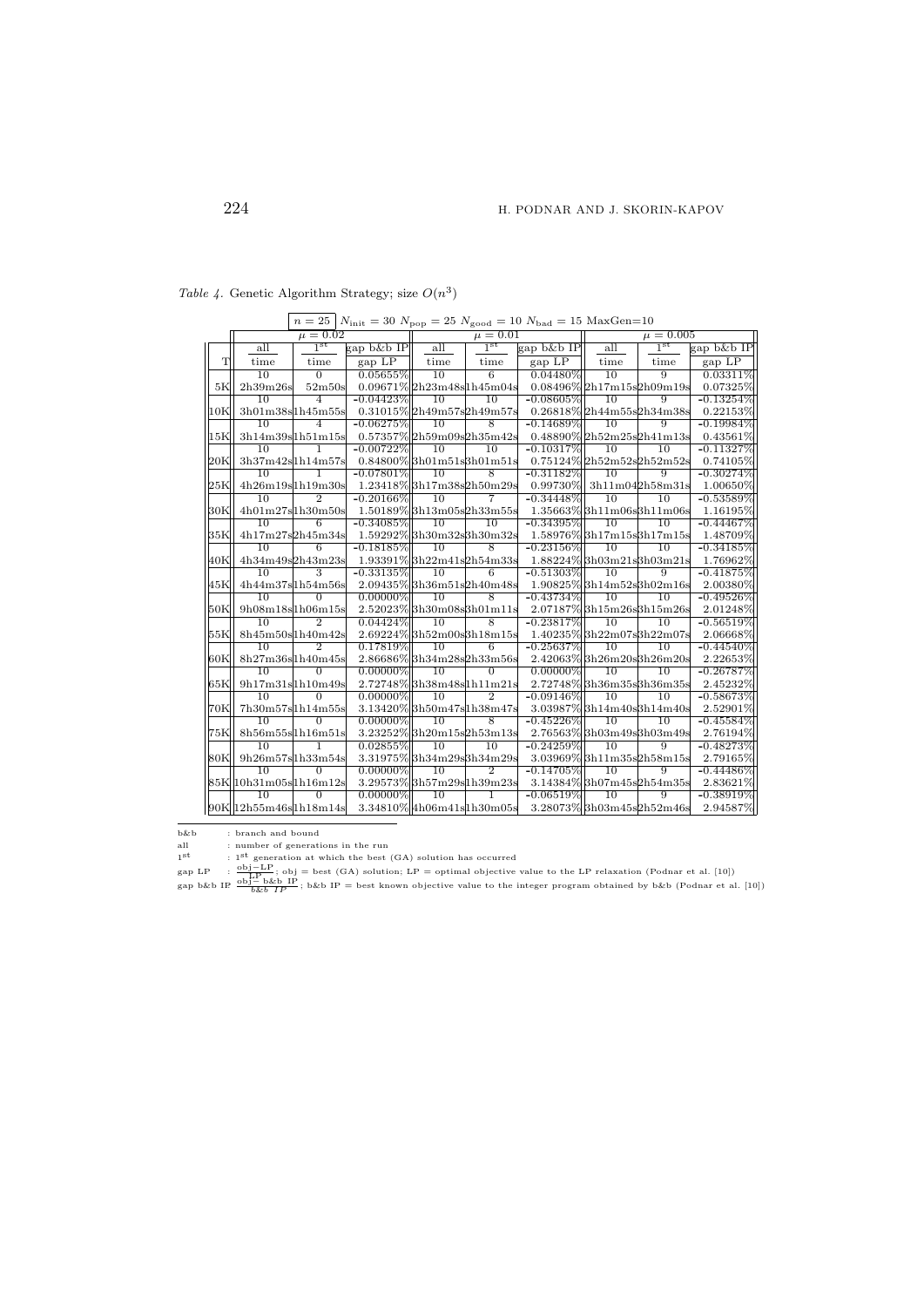*Table 4.* Genetic Algorithm Strategy; size $O(n^3)$

$n = 25$ | $N_{\text{init}} = 30$ $N_{\text{pop}} = 25$ $N_{\text{good}} = 10$ $N_{\text{bad}} = 15$ MaxGen=10

| | $\mu = 0.02$ | | | $\mu = 0.01$ | | | $\mu = 0.005$ | | |
|---|---|---|---|---|---|---|---|---|---|
| | all | $1^{\text{st}}$ | gap b&b IP | all | $1^{\text{st}}$ | gap b&b IP | all | $1^{\text{st}}$ | gap b&b IP |
| T | time | time | gap LP | time | time | gap LP | time | time | gap LP |
| | 10 | 0 | 0.05655% | 10 | 6 | 0.04480% | 10 | 9 | 0.03311% |
| 5K | 2h39m26s | 52m50s | 0.09671% | 2h23m48s | 1h45m04s | 0.08496% | 2h17m15s | 2h09m19s | 0.07325% |
| | 10 | 4 | -0.04423% | 10 | 10 | -0.08605% | 10 | 9 | -0.13254% |
| 10K | 3h01m38s | 1h45m55s | 0.31015% | 2h49m57s | 2h49m57s | 0.26818% | 2h44m55s | 2h34m38s | 0.22153% |
| | 10 | 4 | -0.06275% | 10 | 8 | -0.14689% | 10 | 9 | -0.19984% |
| 15K | 3h14m39s | 1h51m15s | 0.57357% | 2h59m09s | 2h35m42s | 0.48890% | 2h52m25s | 2h41m13s | 0.43561% |
| | 10 | 1 | -0.00722% | 10 | 10 | -0.10317% | 10 | 10 | -0.11327% |
| 20K | 3h37m42s | 1h14m57s | 0.84800% | 3h01m51s | 3h01m51s | 0.75124% | 2h52m52s | 2h52m52s | 0.74105% |
| | 10 | 1 | -0.07801% | 10 | 8 | -0.31182% | 10 | 9 | -0.30274% |
| 25K | 4h26m19s | 1h19m30s | 1.23418% | 3h17m38s | 2h50m29s | 0.99730% | 3h11m04 | 2h58m31s | 1.00650% |
| | 10 | 2 | -0.20166% | 10 | 7 | -0.34448% | 10 | 10 | -0.53589% |
| 30K | 4h01m27s | 1h30m50s | 1.50189% | 3h13m05s | 2h33m55s | 1.35663% | 3h11m06s | 3h11m06s | 1.16195% |
| | 10 | 6 | -0.34085% | 10 | 10 | -0.34395% | 10 | 10 | -0.44467% |
| 35K | 4h17m27s | 2h45m34s | 1.59292% | 3h30m32s | 3h30m32s | 1.58976% | 3h17m15s | 3h17m15s | 1.48709% |
| | 10 | 6 | -0.18185% | 10 | 8 | -0.23156% | 10 | 10 | -0.34185% |
| 40K | 4h34m49s | 2h43m23s | 1.93391% | 3h22m41s | 2h54m33s | 1.88224% | 3h03m21s | 3h03m21s | 1.76962% |
| | 10 | 3 | -0.33135% | 10 | 6 | -0.51303% | 10 | 9 | -0.41875% |
| 45K | 4h44m37s | 1h54m56s | 2.09435% | 3h36m51s | 2h40m48s | 1.90825% | 3h14m52s | 3h02m16s | 2.00380% |
| | 10 | 0 | 0.00000% | 10 | 8 | -0.43734% | 10 | 10 | -0.49526% |
| 50K | 9h08m18s | 1h06m15s | 2.52023% | 3h30m08s | 3h01m11s | 2.07187% | 3h15m26s | 3h15m26s | 2.01248% |
| | 10 | 2 | 0.04424% | 10 | 8 | -0.23817% | 10 | 10 | -0.56519% |
| 55K | 8h45m50s | 1h40m42s | 2.69224% | 3h52m00s | 3h18m15s | 1.40235% | 3h22m07s | 3h22m07s | 2.06668% |
| | 10 | 2 | 0.17819% | 10 | 6 | -0.25637% | 10 | 10 | -0.44540% |
| 60K | 8h27m36s | 1h40m45s | 2.86686% | 3h34m28s | 2h33m56s | 2.42063% | 3h26m20s | 3h26m20s | 2.22653% |
| | 10 | 0 | 0.00000% | 10 | 0 | 0.00000% | 10 | 10 | -0.26787% |
| 65K | 9h17m31s | 1h10m49s | 2.72748% | 3h38m48s | 1h11m21s | 2.72748% | 3h36m35s | 3h36m35s | 2.45232% |
| | 10 | 0 | 0.00000% | 10 | 2 | -0.09146% | 10 | 10 | -0.58673% |
| 70K | 7h30m57s | 1h14m55s | 3.13420% | 3h50m47s | 1h38m47s | 3.03987% | 3h14m40s | 3h14m40s | 2.52901% |
| | 10 | 0 | 0.00000% | 10 | 8 | -0.45226% | 10 | 10 | -0.45584% |
| 75K | 8h56m55s | 1h16m51s | 3.23252% | 3h20m15s | 2h53m13s | 2.76563% | 3h03m49s | 3h03m49s | 2.76194% |
| | 10 | 1 | 0.02855% | 10 | 10 | -0.24259% | 10 | 9 | -0.48273% |
| 80K | 9h26m57s | 1h33m54s | 3.31975% | 3h34m29s | 3h34m29s | 3.03969% | 3h11m35s | 2h58m15s | 2.79165% |
| | 10 | 0 | 0.00000% | 10 | 2 | -0.14705% | 10 | 9 | -0.44486% |
| 85K | 10h31m05s | 1h16m12s | 3.29573% | 3h57m29s | 1h39m23s | 3.14384% | 3h07m45s | 2h54m35s | 2.83621% |
| | 10 | 0 | 0.00000% | 10 | 1 | -0.06519% | 10 | 9 | -0.38919% |
| 90K | 12h55m46s | 1h18m14s | 3.34810% | 4h06m41s | 1h30m05s | 3.28073% | 3h03m45s | 2h52m46s | 2.94587% |

b&b : branch and bound

all : number of generations in the run

$1^{\text{st}}$ : $1^{\text{st}}$ generation at which the best (GA) solution has occurred

gap LP : $\frac{\text{obj}-\text{LP}}{\text{LP}}$; obj = best (GA) solution; LP = optimal objective value to the LP relaxation (Podnar et al. [10])

gap b&b IP $\frac{\text{obj}-\text{b\&b IP}}{\text{b\&b IP}}$; b&b IP = best known objective value to the integer program obtained by b&b (Podnar et al. [10])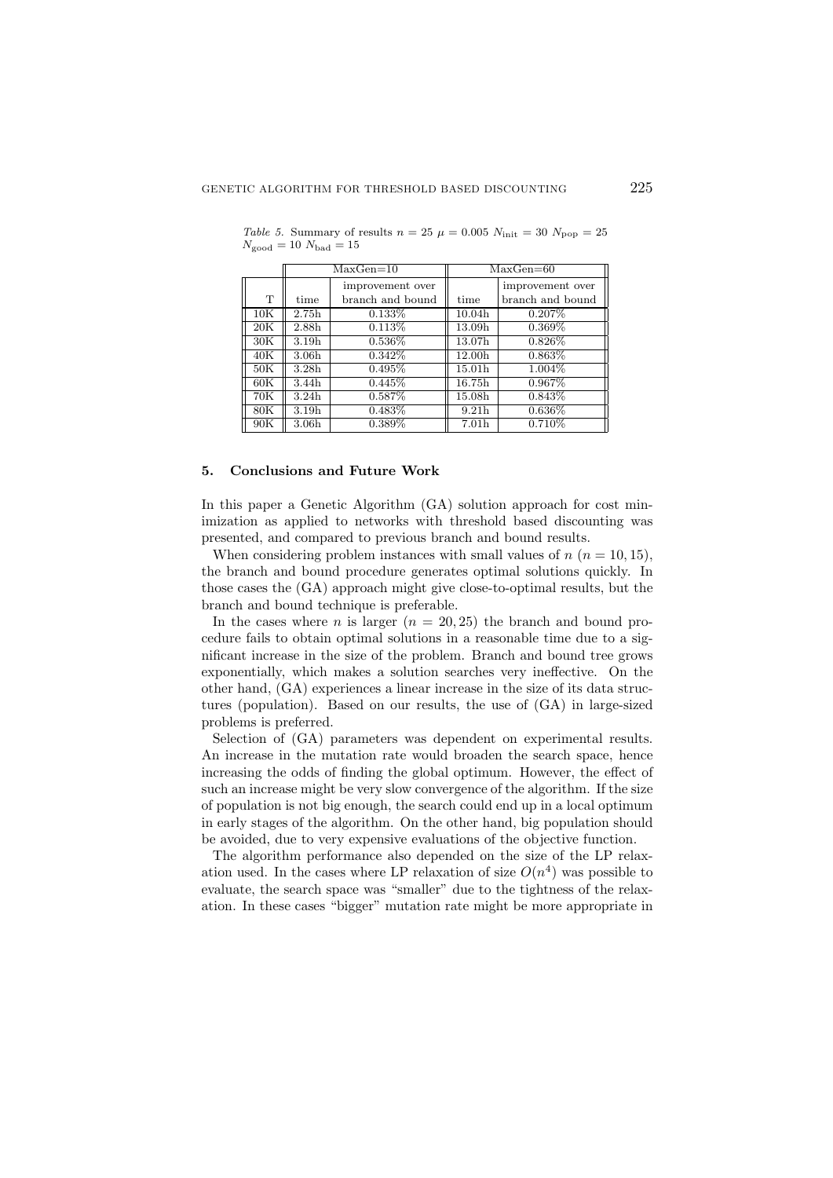*Table 5.* Summary of results $n = 25$ $\mu = 0.005$ $N_{\text{init}} = 30$ $N_{\text{pop}} = 25$ $N_{\text{good}} = 10$ $N_{\text{bad}} = 15$

| | MaxGen=10 | | MaxGen=60 | |
|---|---|---|---|---|
| T | time | improvement over branch and bound | time | improvement over branch and bound |
| 10K | 2.75h | 0.133% | 10.04h | 0.207% |
| 20K | 2.88h | 0.113% | 13.09h | 0.369% |
| 30K | 3.19h | 0.536% | 13.07h | 0.826% |
| 40K | 3.06h | 0.342% | 12.00h | 0.863% |
| 50K | 3.28h | 0.495% | 15.01h | 1.004% |
| 60K | 3.44h | 0.445% | 16.75h | 0.967% |
| 70K | 3.24h | 0.587% | 15.08h | 0.843% |
| 80K | 3.19h | 0.483% | 9.21h | 0.636% |
| 90K | 3.06h | 0.389% | 7.01h | 0.710% |

## 5. Conclusions and Future Work

In this paper a Genetic Algorithm (GA) solution approach for cost minimization as applied to networks with threshold based discounting was presented, and compared to previous branch and bound results.

When considering problem instances with small values of $n$ ($n = 10, 15$), the branch and bound procedure generates optimal solutions quickly. In those cases the (GA) approach might give close-to-optimal results, but the branch and bound technique is preferable.

In the cases where $n$ is larger ($n = 20, 25$) the branch and bound procedure fails to obtain optimal solutions in a reasonable time due to a significant increase in the size of the problem. Branch and bound tree grows exponentially, which makes a solution searches very ineffective. On the other hand, (GA) experiences a linear increase in the size of its data structures (population). Based on our results, the use of (GA) in large-sized problems is preferred.

Selection of (GA) parameters was dependent on experimental results. An increase in the mutation rate would broaden the search space, hence increasing the odds of finding the global optimum. However, the effect of such an increase might be very slow convergence of the algorithm. If the size of population is not big enough, the search could end up in a local optimum in early stages of the algorithm. On the other hand, big population should be avoided, due to very expensive evaluations of the objective function.

The algorithm performance also depended on the size of the LP relaxation used. In the cases where LP relaxation of size $O(n^4)$ was possible to evaluate, the search space was "smaller" due to the tightness of the relaxation. In these cases "bigger" mutation rate might be more appropriate in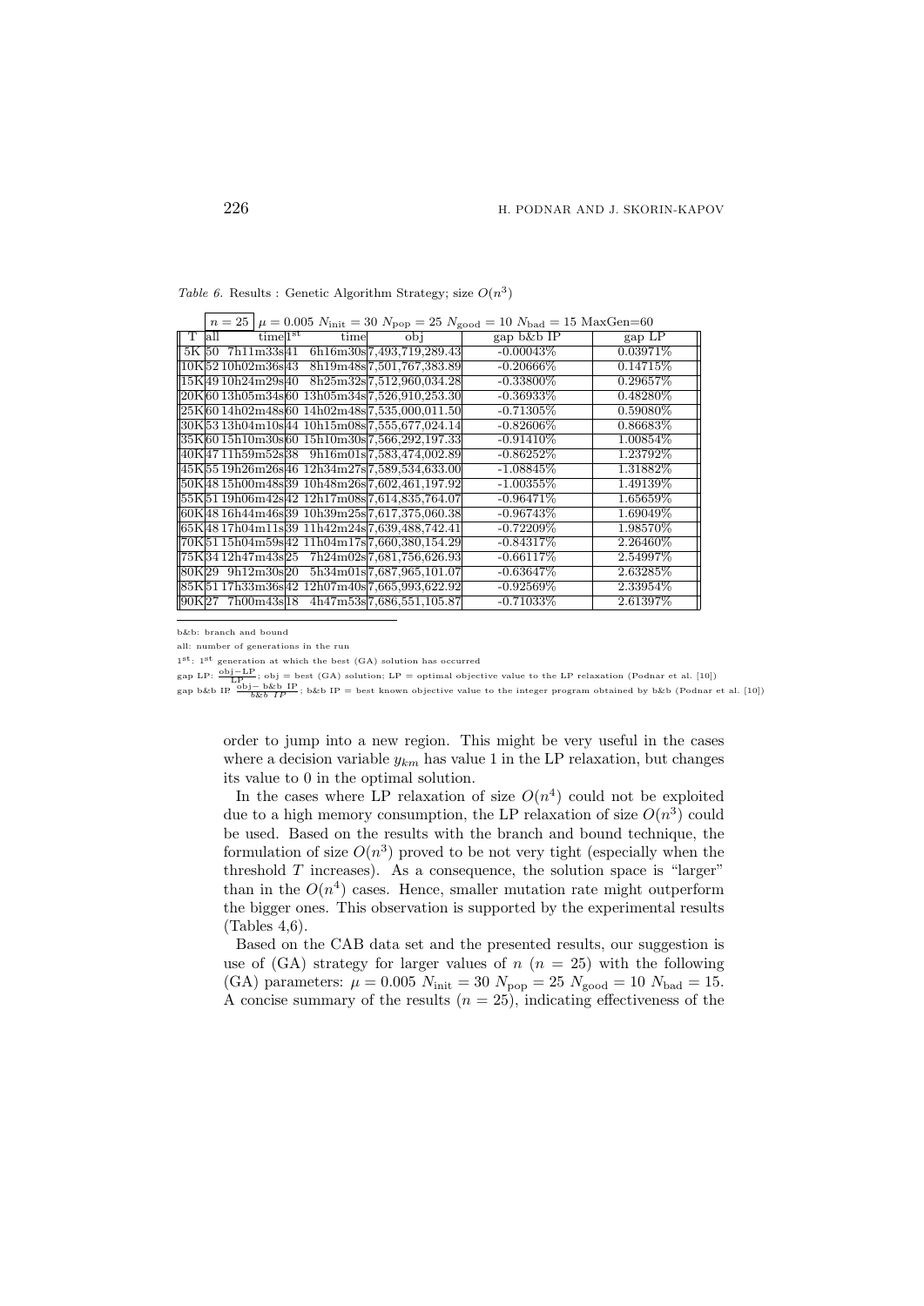*Table 6.* Results : Genetic Algorithm Strategy; size $O(n^3)$

| $n = 25$ | $\mu = 0.005$ $N_{\text{init}} = 30$ $N_{\text{pop}} = 25$ $N_{\text{good}} = 10$ $N_{\text{bad}} = 15$ MaxGen=60 | | | | | | |
|---|---|---|---|---|---|---|---|
| T | all | time | $1^{\text{st}}$ | time | obj | gap b&b IP | gap LP |
| 5K | 50 | 7h11m33s | 41 | 6h16m30s | 7,493,719,289.43 | -0.00043% | 0.03971% |
| 10K | 52 | 10h02m36s | 43 | 8h19m48s | 7,501,767,383.89 | -0.20666% | 0.14715% |
| 15K | 49 | 10h24m29s | 40 | 8h25m32s | 7,512,960,034.28 | -0.33800% | 0.29657% |
| 20K | 60 | 13h05m34s | 60 | 13h05m34s | 7,526,910,253.30 | -0.36933% | 0.48280% |
| 25K | 60 | 14h02m48s | 60 | 14h02m48s | 7,535,000,011.50 | -0.71305% | 0.59080% |
| 30K | 53 | 13h04m10s | 44 | 10h15m08s | 7,555,677,024.14 | -0.82606% | 0.86683% |
| 35K | 60 | 15h10m30s | 60 | 15h10m30s | 7,566,292,197.33 | -0.91410% | 1.00854% |
| 40K | 47 | 11h59m52s | 38 | 9h16m01s | 7,583,474,002.89 | -0.86252% | 1.23792% |
| 45K | 55 | 19h26m26s | 46 | 12h34m27s | 7,589,534,633.00 | -1.08845% | 1.31882% |
| 50K | 48 | 15h00m48s | 39 | 10h48m26s | 7,602,461,197.92 | -1.00355% | 1.49139% |
| 55K | 51 | 19h06m42s | 42 | 12h17m08s | 7,614,835,764.07 | -0.96471% | 1.65659% |
| 60K | 48 | 16h44m46s | 39 | 10h39m25s | 7,617,375,060.38 | -0.96743% | 1.69049% |
| 65K | 48 | 17h04m11s | 39 | 11h42m24s | 7,639,488,742.41 | -0.72209% | 1.98570% |
| 70K | 51 | 15h04m59s | 42 | 11h04m17s | 7,660,380,154.29 | -0.84317% | 2.26460% |
| 75K | 34 | 12h47m43s | 25 | 7h24m02s | 7,681,756,626.93 | -0.66117% | 2.54997% |
| 80K | 29 | 9h12m30s | 20 | 5h34m01s | 7,687,965,101.07 | -0.63647% | 2.63285% |
| 85K | 51 | 17h33m36s | 42 | 12h07m40s | 7,665,993,622.92 | -0.92569% | 2.33954% |
| 90K | 27 | 7h00m43s | 18 | 4h47m53s | 7,686,551,105.87 | -0.71033% | 2.61397% |

b&b: branch and bound

all: number of generations in the run

$1^{\text{st}}$: $1^{\text{st}}$ generation at which the best (GA) solution has occurred

gap LP: $\frac{\text{obj}-\text{LP}}{\text{LP}}$; obj = best (GA) solution; LP = optimal objective value to the LP relaxation (Podnar et al. [10])

gap b&b IP $\frac{\text{obj}-\text{b\&b IP}}{\text{b\&b IP}}$; b&b IP = best known objective value to the integer program obtained by b&b (Podnar et al. [10])

order to jump into a new region. This might be very useful in the cases where a decision variable $y_{km}$ has value 1 in the LP relaxation, but changes its value to 0 in the optimal solution.

In the cases where LP relaxation of size $O(n^4)$ could not be exploited due to a high memory consumption, the LP relaxation of size $O(n^3)$ could be used. Based on the results with the branch and bound technique, the formulation of size $O(n^3)$ proved to be not very tight (especially when the threshold $T$ increases). As a consequence, the solution space is "larger" than in the $O(n^4)$ cases. Hence, smaller mutation rate might outperform the bigger ones. This observation is supported by the experimental results (Tables 4,6).

Based on the CAB data set and the presented results, our suggestion is use of (GA) strategy for larger values of $n$ ($n = 25$) with the following (GA) parameters: $\mu = 0.005$ $N_{\text{init}} = 30$ $N_{\text{pop}} = 25$ $N_{\text{good}} = 10$ $N_{\text{bad}} = 15$. A concise summary of the results ($n = 25$), indicating effectiveness of the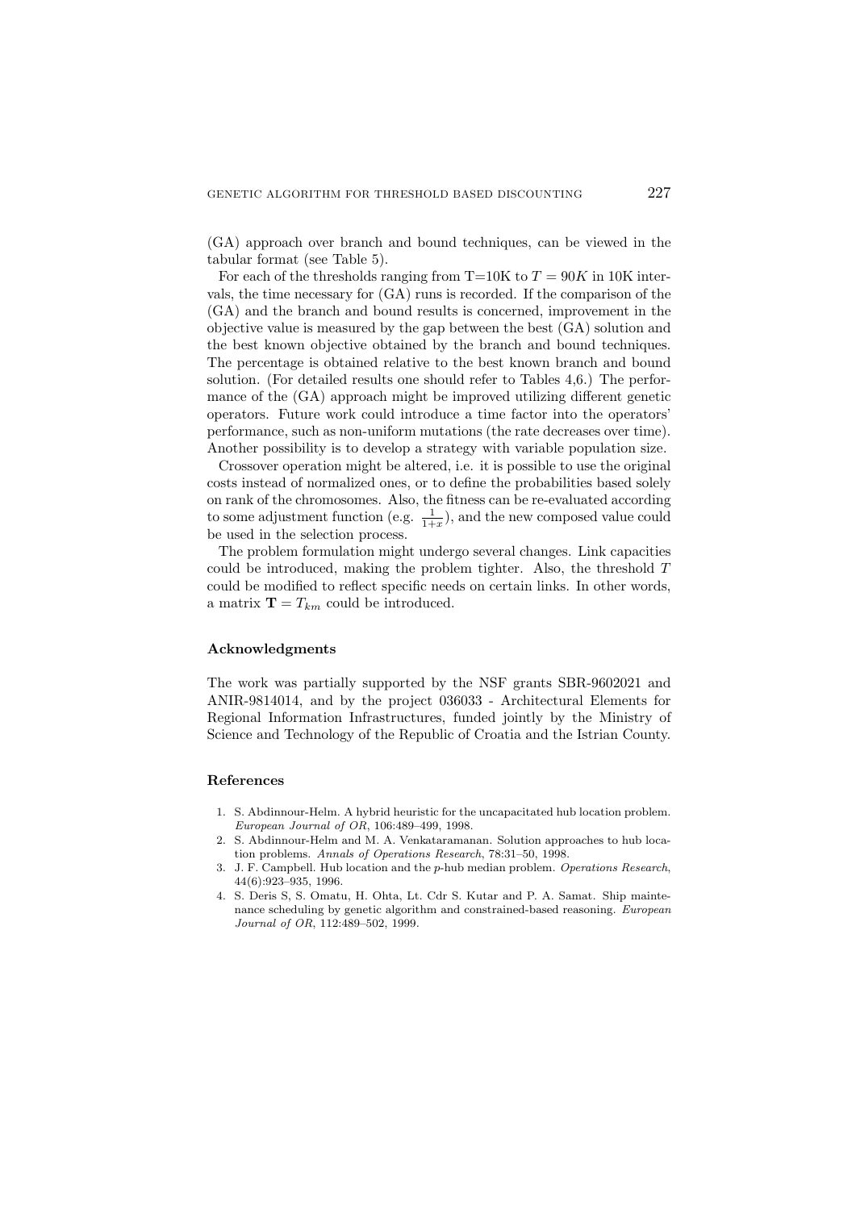(GA) approach over branch and bound techniques, can be viewed in the tabular format (see Table 5).

For each of the thresholds ranging from T=10K to $T = 90K$ in 10K intervals, the time necessary for (GA) runs is recorded. If the comparison of the (GA) and the branch and bound results is concerned, improvement in the objective value is measured by the gap between the best (GA) solution and the best known objective obtained by the branch and bound techniques. The percentage is obtained relative to the best known branch and bound solution. (For detailed results one should refer to Tables 4,6.) The performance of the (GA) approach might be improved utilizing different genetic operators. Future work could introduce a time factor into the operators' performance, such as non-uniform mutations (the rate decreases over time). Another possibility is to develop a strategy with variable population size.

Crossover operation might be altered, i.e. it is possible to use the original costs instead of normalized ones, or to define the probabilities based solely on rank of the chromosomes. Also, the fitness can be re-evaluated according to some adjustment function (e.g. $\frac{1}{1+x}$), and the new composed value could be used in the selection process.

The problem formulation might undergo several changes. Link capacities could be introduced, making the problem tighter. Also, the threshold $T$ could be modified to reflect specific needs on certain links. In other words, a matrix $\mathbf{T} = T_{km}$ could be introduced.

### Acknowledgments

The work was partially supported by the NSF grants SBR-9602021 and ANIR-9814014, and by the project 036033 - Architectural Elements for Regional Information Infrastructures, funded jointly by the Ministry of Science and Technology of the Republic of Croatia and the Istrian County.

### References

1. S. Abdinnour-Helm. A hybrid heuristic for the uncapacitated hub location problem. *European Journal of OR*, 106:489–499, 1998.
2. S. Abdinnour-Helm and M. A. Venkataramanan. Solution approaches to hub location problems. *Annals of Operations Research*, 78:31–50, 1998.
3. J. F. Campbell. Hub location and the *p*-hub median problem. *Operations Research*, 44(6):923–935, 1996.
4. S. Deris S, S. Omatu, H. Ohta, Lt. Cdr S. Kutar and P. A. Samat. Ship maintenance scheduling by genetic algorithm and constrained-based reasoning. *European Journal of OR*, 112:489–502, 1999.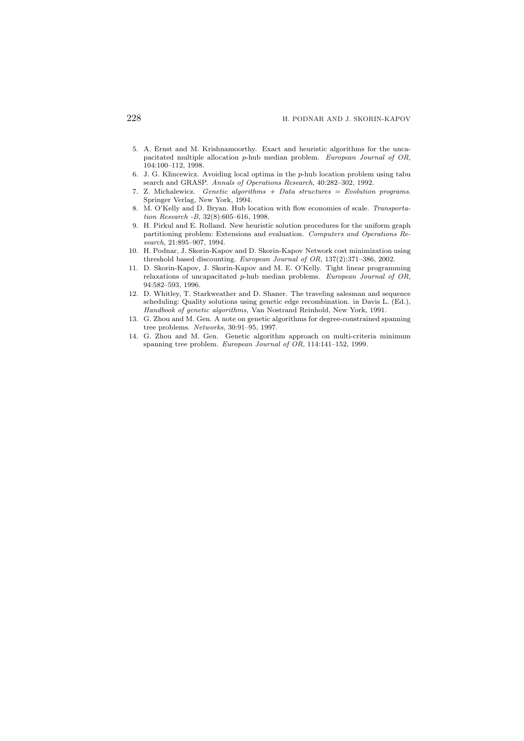5. A. Ernst and M. Krishnamoorthy. Exact and heuristic algorithms for the uncapacitated multiple allocation $p$-hub median problem. *European Journal of OR*, 104:100–112, 1998.
6. J. G. Klincewicz. Avoiding local optima in the $p$-hub location problem using tabu search and GRASP. *Annals of Operations Research*, 40:282–302, 1992.
7. Z. Michalewicz. *Genetic algorithms + Data structures = Evolution programs*. Springer Verlag, New York, 1994.
8. M. O'Kelly and D. Bryan. Hub location with flow economies of scale. *Transportation Research -B*, 32(8):605–616, 1998.
9. H. Pirkul and E. Rolland. New heuristic solution procedures for the uniform graph partitioning problem: Extensions and evaluation. *Computers and Operations Research*, 21:895–907, 1994.
10. H. Podnar, J. Skorin-Kapov and D. Skorin-Kapov Network cost minimization using threshold based discounting. *European Journal of OR*, 137(2):371–386, 2002.
11. D. Skorin-Kapov, J. Skorin-Kapov and M. E. O'Kelly. Tight linear programming relaxations of uncapacitated $p$-hub median problems. *European Journal of OR*, 94:582–593, 1996.
12. D. Whitley, T. Starkweather and D. Shaner. The traveling salesman and sequence scheduling: Quality solutions using genetic edge recombination. in Davis L. (Ed.), *Handbook of genetic algorithms*, Van Nostrand Reinhold, New York, 1991.
13. G. Zhou and M. Gen. A note on genetic algorithms for degree-constrained spanning tree problems. *Networks*, 30:91–95, 1997.
14. G. Zhou and M. Gen. Genetic algorithm approach on multi-criteria minimum spanning tree problem. *European Journal of OR*, 114:141–152, 1999.